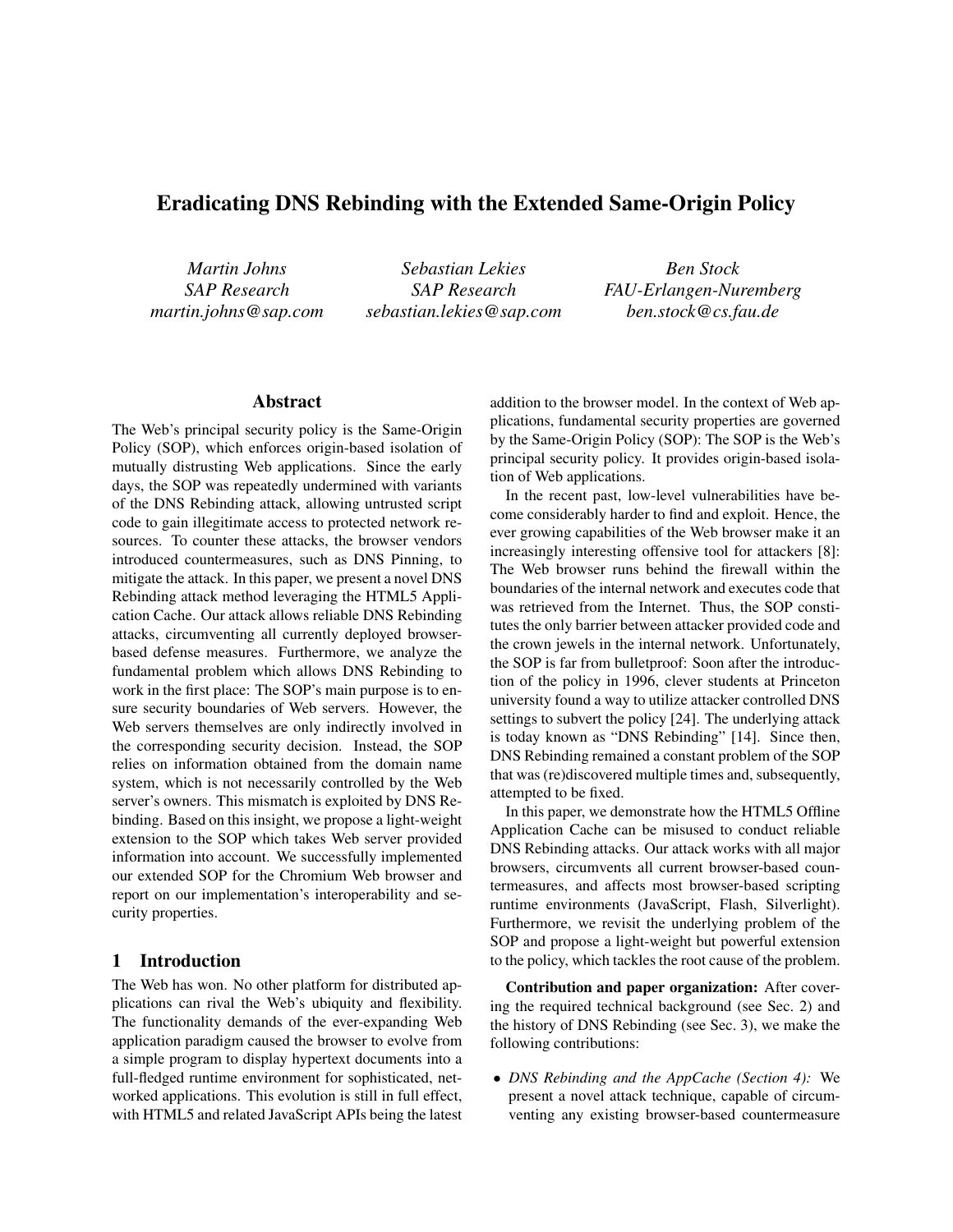# Eradicating DNS Rebinding with the Extended Same-Origin Policy

*Martin Johns*
*SAP Research*
*martin.johns@sap.com*

*Sebastian Lekies*
*SAP Research*
*sebastian.lekies@sap.com*

*Ben Stock*
*FAU-Erlangen-Nuremberg*
*ben.stock@cs.fau.de*

## Abstract

The Web's principal security policy is the Same-Origin Policy (SOP), which enforces origin-based isolation of mutually distrusting Web applications. Since the early days, the SOP was repeatedly undermined with variants of the DNS Rebinding attack, allowing untrusted script code to gain illegitimate access to protected network resources. To counter these attacks, the browser vendors introduced countermeasures, such as DNS Pinning, to mitigate the attack. In this paper, we present a novel DNS Rebinding attack method leveraging the HTML5 Application Cache. Our attack allows reliable DNS Rebinding attacks, circumventing all currently deployed browser-based defense measures. Furthermore, we analyze the fundamental problem which allows DNS Rebinding to work in the first place: The SOP's main purpose is to ensure security boundaries of Web servers. However, the Web servers themselves are only indirectly involved in the corresponding security decision. Instead, the SOP relies on information obtained from the domain name system, which is not necessarily controlled by the Web server's owners. This mismatch is exploited by DNS Rebinding. Based on this insight, we propose a light-weight extension to the SOP which takes Web server provided information into account. We successfully implemented our extended SOP for the Chromium Web browser and report on our implementation's interoperability and security properties.

## 1 Introduction

The Web has won. No other platform for distributed applications can rival the Web's ubiquity and flexibility. The functionality demands of the ever-expanding Web application paradigm caused the browser to evolve from a simple program to display hypertext documents into a full-fledged runtime environment for sophisticated, networked applications. This evolution is still in full effect, with HTML5 and related JavaScript APIs being the latest addition to the browser model. In the context of Web applications, fundamental security properties are governed by the Same-Origin Policy (SOP): The SOP is the Web's principal security policy. It provides origin-based isolation of Web applications.

In the recent past, low-level vulnerabilities have become considerably harder to find and exploit. Hence, the ever growing capabilities of the Web browser make it an increasingly interesting offensive tool for attackers [8]: The Web browser runs behind the firewall within the boundaries of the internal network and executes code that was retrieved from the Internet. Thus, the SOP constitutes the only barrier between attacker provided code and the crown jewels in the internal network. Unfortunately, the SOP is far from bulletproof: Soon after the introduction of the policy in 1996, clever students at Princeton university found a way to utilize attacker controlled DNS settings to subvert the policy [24]. The underlying attack is today known as "DNS Rebinding" [14]. Since then, DNS Rebinding remained a constant problem of the SOP that was (re)discovered multiple times and, subsequently, attempted to be fixed.

In this paper, we demonstrate how the HTML5 Offline Application Cache can be misused to conduct reliable DNS Rebinding attacks. Our attack works with all major browsers, circumvents all current browser-based countermeasures, and affects most browser-based scripting runtime environments (JavaScript, Flash, Silverlight). Furthermore, we revisit the underlying problem of the SOP and propose a light-weight but powerful extension to the policy, which tackles the root cause of the problem.

**Contribution and paper organization:** After covering the required technical background (see Sec. 2) and the history of DNS Rebinding (see Sec. 3), we make the following contributions:

- *DNS Rebinding and the AppCache (Section 4):* We present a novel attack technique, capable of circumventing any existing browser-based countermeasure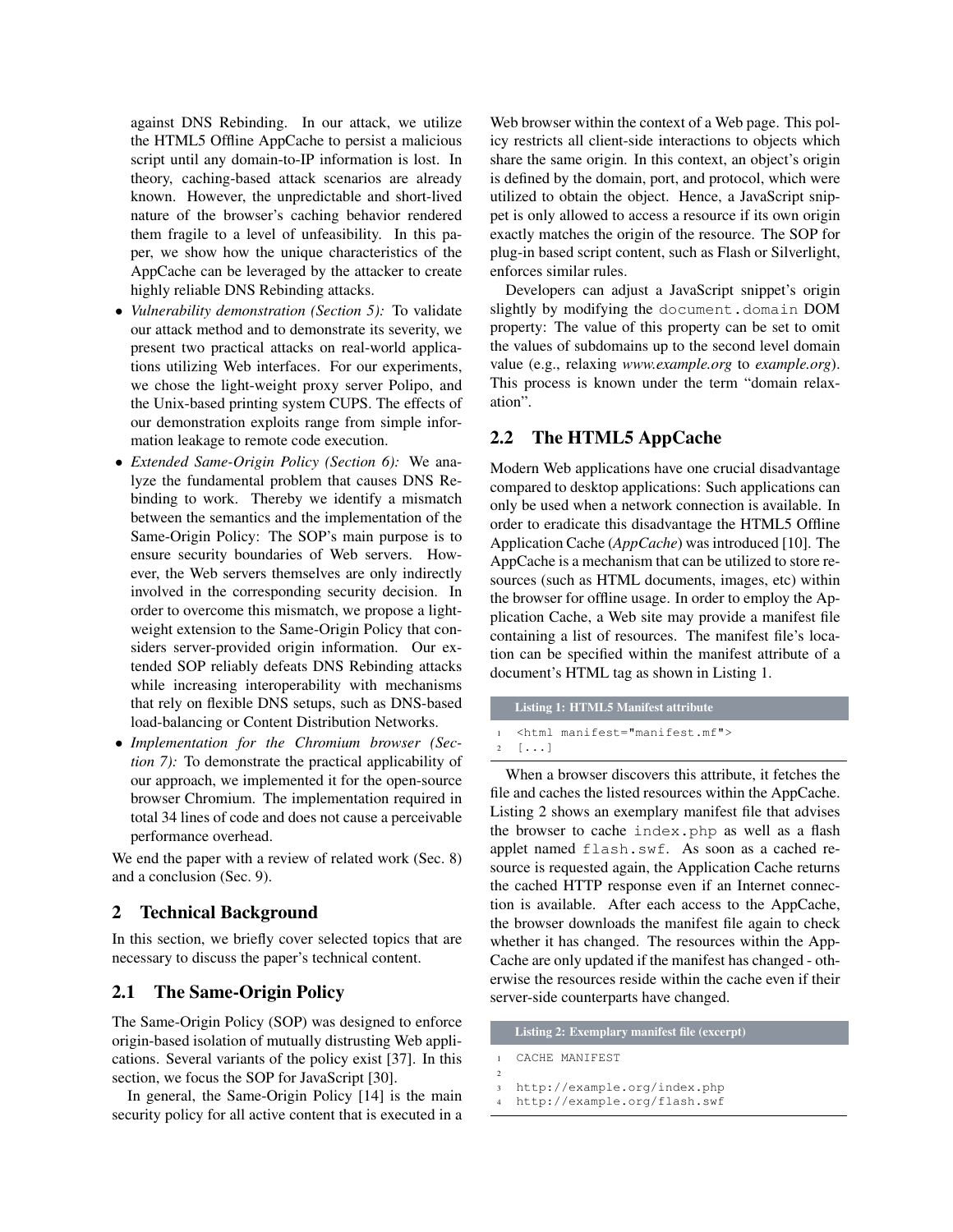against DNS Rebinding. In our attack, we utilize the HTML5 Offline AppCache to persist a malicious script until any domain-to-IP information is lost. In theory, caching-based attack scenarios are already known. However, the unpredictable and short-lived nature of the browser's caching behavior rendered them fragile to a level of unfeasibility. In this paper, we show how the unique characteristics of the AppCache can be leveraged by the attacker to create highly reliable DNS Rebinding attacks.

- *Vulnerability demonstration (Section 5):* To validate our attack method and to demonstrate its severity, we present two practical attacks on real-world applications utilizing Web interfaces. For our experiments, we chose the light-weight proxy server Polipo, and the Unix-based printing system CUPS. The effects of our demonstration exploits range from simple information leakage to remote code execution.
- *Extended Same-Origin Policy (Section 6):* We analyze the fundamental problem that causes DNS Rebinding to work. Thereby we identify a mismatch between the semantics and the implementation of the Same-Origin Policy: The SOP's main purpose is to ensure security boundaries of Web servers. However, the Web servers themselves are only indirectly involved in the corresponding security decision. In order to overcome this mismatch, we propose a lightweight extension to the Same-Origin Policy that considers server-provided origin information. Our extended SOP reliably defeats DNS Rebinding attacks while increasing interoperability with mechanisms that rely on flexible DNS setups, such as DNS-based load-balancing or Content Distribution Networks.
- *Implementation for the Chromium browser (Section 7):* To demonstrate the practical applicability of our approach, we implemented it for the open-source browser Chromium. The implementation required in total 34 lines of code and does not cause a perceivable performance overhead.

We end the paper with a review of related work (Sec. 8) and a conclusion (Sec. 9).

## 2 Technical Background

In this section, we briefly cover selected topics that are necessary to discuss the paper's technical content.

### 2.1 The Same-Origin Policy

The Same-Origin Policy (SOP) was designed to enforce origin-based isolation of mutually distrusting Web applications. Several variants of the policy exist [37]. In this section, we focus the SOP for JavaScript [30].

In general, the Same-Origin Policy [14] is the main security policy for all active content that is executed in a Web browser within the context of a Web page. This policy restricts all client-side interactions to objects which share the same origin. In this context, an object's origin is defined by the domain, port, and protocol, which were utilized to obtain the object. Hence, a JavaScript snippet is only allowed to access a resource if its own origin exactly matches the origin of the resource. The SOP for plug-in based script content, such as Flash or Silverlight, enforces similar rules.

Developers can adjust a JavaScript snippet's origin slightly by modifying the `document.domain` DOM property: The value of this property can be set to omit the values of subdomains up to the second level domain value (e.g., relaxing *www.example.org* to *example.org*). This process is known under the term "domain relaxation".

### 2.2 The HTML5 AppCache

Modern Web applications have one crucial disadvantage compared to desktop applications: Such applications can only be used when a network connection is available. In order to eradicate this disadvantage the HTML5 Offline Application Cache (*AppCache*) was introduced [10]. The AppCache is a mechanism that can be utilized to store resources (such as HTML documents, images, etc) within the browser for offline usage. In order to employ the Application Cache, a Web site may provide a manifest file containing a list of resources. The manifest file's location can be specified within the manifest attribute of a document's HTML tag as shown in Listing 1.

**Listing 1: HTML5 Manifest attribute**

```
<html manifest="manifest.mf">
[...]
```

When a browser discovers this attribute, it fetches the file and caches the listed resources within the AppCache. Listing 2 shows an exemplary manifest file that advises the browser to cache `index.php` as well as a flash applet named `flash.swf`. As soon as a cached resource is requested again, the Application Cache returns the cached HTTP response even if an Internet connection is available. After each access to the AppCache, the browser downloads the manifest file again to check whether it has changed. The resources within the AppCache are only updated if the manifest has changed - otherwise the resources reside within the cache even if their server-side counterparts have changed.

**Listing 2: Exemplary manifest file (excerpt)**

```
CACHE MANIFEST

http://example.org/index.php
http://example.org/flash.swf
```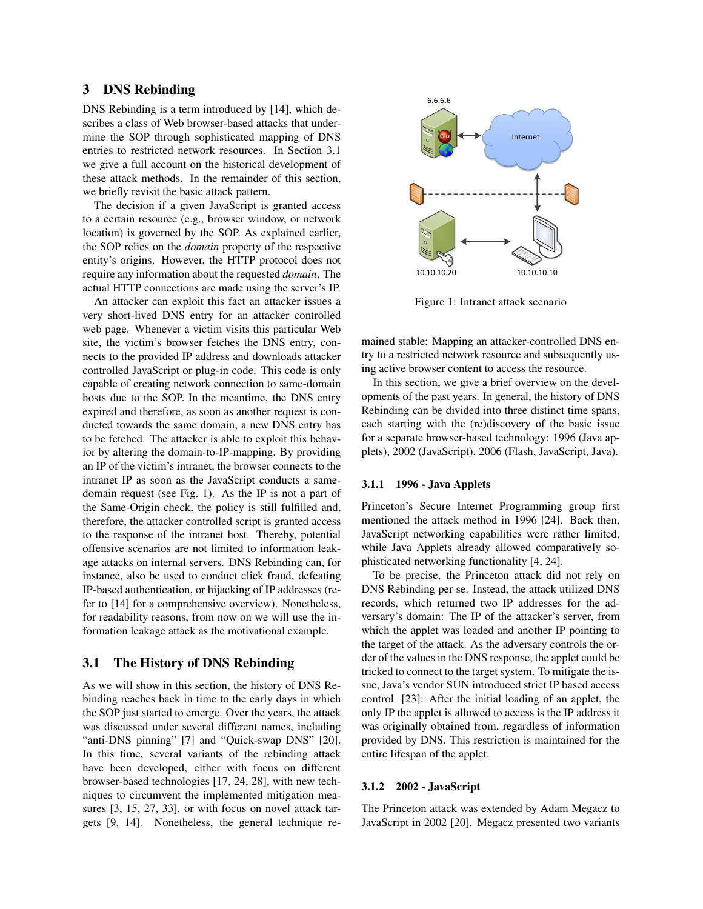## 3 DNS Rebinding

DNS Rebinding is a term introduced by [14], which describes a class of Web browser-based attacks that undermine the SOP through sophisticated mapping of DNS entries to restricted network resources. In Section 3.1 we give a full account on the historical development of these attack methods. In the remainder of this section, we briefly revisit the basic attack pattern.

The decision if a given JavaScript is granted access to a certain resource (e.g., browser window, or network location) is governed by the SOP. As explained earlier, the SOP relies on the *domain* property of the respective entity's origins. However, the HTTP protocol does not require any information about the requested *domain*. The actual HTTP connections are made using the server's IP.

An attacker can exploit this fact an attacker issues a very short-lived DNS entry for an attacker controlled web page. Whenever a victim visits this particular Web site, the victim's browser fetches the DNS entry, connects to the provided IP address and downloads attacker controlled JavaScript or plug-in code. This code is only capable of creating network connection to same-domain hosts due to the SOP. In the meantime, the DNS entry expired and therefore, as soon as another request is conducted towards the same domain, a new DNS entry has to be fetched. The attacker is able to exploit this behavior by altering the domain-to-IP-mapping. By providing an IP of the victim's intranet, the browser connects to the intranet IP as soon as the JavaScript conducts a same-domain request (see Fig. 1). As the IP is not a part of the Same-Origin check, the policy is still fulfilled and, therefore, the attacker controlled script is granted access to the response of the intranet host. Thereby, potential offensive scenarios are not limited to information leakage attacks on internal servers. DNS Rebinding can, for instance, also be used to conduct click fraud, defeating IP-based authentication, or hijacking of IP addresses (refer to [14] for a comprehensive overview). Nonetheless, for readability reasons, from now on we will use the information leakage attack as the motivational example.

6.6.6.6

Internet

10.10.10.20

10.10.10.10

Figure 1: Intranet attack scenario

### 3.1 The History of DNS Rebinding

As we will show in this section, the history of DNS Rebinding reaches back in time to the early days in which the SOP just started to emerge. Over the years, the attack was discussed under several different names, including "anti-DNS pinning" [7] and "Quick-swap DNS" [20]. In this time, several variants of the rebinding attack have been developed, either with focus on different browser-based technologies [17, 24, 28], with new techniques to circumvent the implemented mitigation measures [3, 15, 27, 33], or with focus on novel attack targets [9, 14]. Nonetheless, the general technique remained stable: Mapping an attacker-controlled DNS entry to a restricted network resource and subsequently using active browser content to access the resource.

In this section, we give a brief overview on the developments of the past years. In general, the history of DNS Rebinding can be divided into three distinct time spans, each starting with the (re)discovery of the basic issue for a separate browser-based technology: 1996 (Java applets), 2002 (JavaScript), 2006 (Flash, JavaScript, Java).

#### 3.1.1 1996 - Java Applets

Princeton's Secure Internet Programming group first mentioned the attack method in 1996 [24]. Back then, JavaScript networking capabilities were rather limited, while Java Applets already allowed comparatively sophisticated networking functionality [4, 24].

To be precise, the Princeton attack did not rely on DNS Rebinding per se. Instead, the attack utilized DNS records, which returned two IP addresses for the adversary's domain: The IP of the attacker's server, from which the applet was loaded and another IP pointing to the target of the attack. As the adversary controls the order of the values in the DNS response, the applet could be tricked to connect to the target system. To mitigate the issue, Java's vendor SUN introduced strict IP based access control [23]: After the initial loading of an applet, the only IP the applet is allowed to access is the IP address it was originally obtained from, regardless of information provided by DNS. This restriction is maintained for the entire lifespan of the applet.

#### 3.1.2 2002 - JavaScript

The Princeton attack was extended by Adam Megacz to JavaScript in 2002 [20]. Megacz presented two variants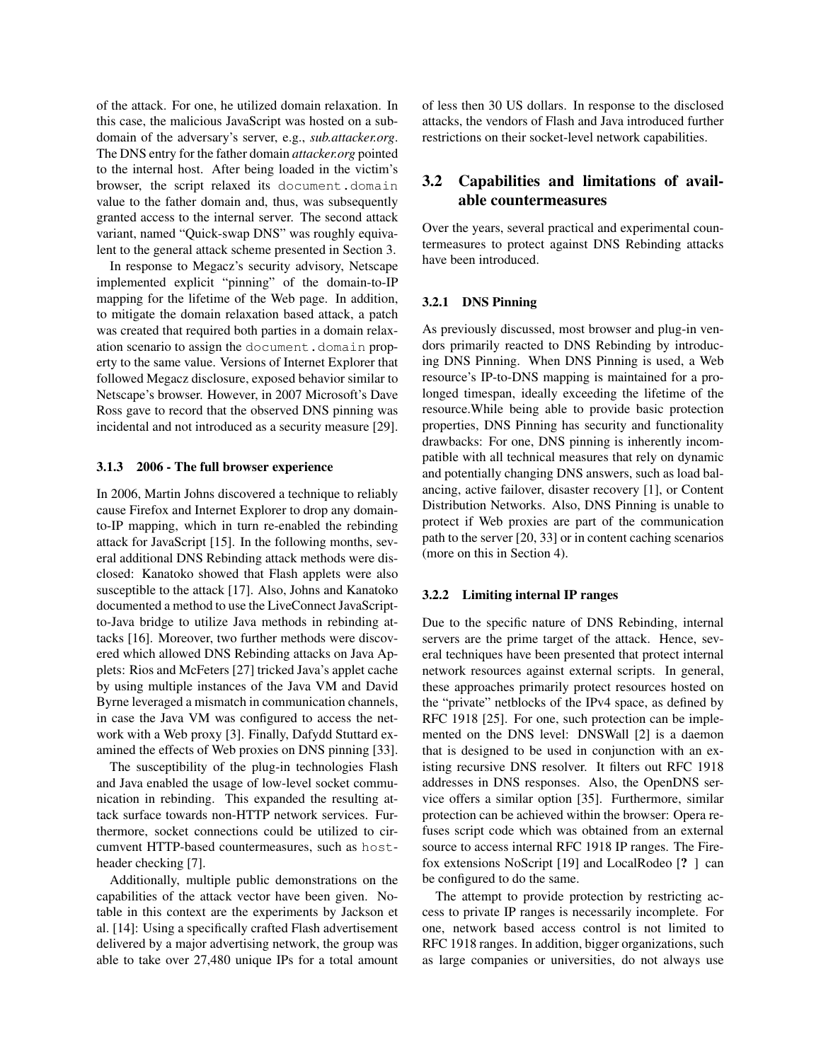of the attack. For one, he utilized domain relaxation. In this case, the malicious JavaScript was hosted on a subdomain of the adversary's server, e.g., *sub.attacker.org*. The DNS entry for the father domain *attacker.org* pointed to the internal host. After being loaded in the victim's browser, the script relaxed its `document.domain` value to the father domain and, thus, was subsequently granted access to the internal server. The second attack variant, named "Quick-swap DNS" was roughly equivalent to the general attack scheme presented in Section 3.

In response to Megacz's security advisory, Netscape implemented explicit "pinning" of the domain-to-IP mapping for the lifetime of the Web page. In addition, to mitigate the domain relaxation based attack, a patch was created that required both parties in a domain relaxation scenario to assign the `document.domain` property to the same value. Versions of Internet Explorer that followed Megacz disclosure, exposed behavior similar to Netscape's browser. However, in 2007 Microsoft's Dave Ross gave to record that the observed DNS pinning was incidental and not introduced as a security measure [29].

#### 3.1.3 2006 - The full browser experience

In 2006, Martin Johns discovered a technique to reliably cause Firefox and Internet Explorer to drop any domain-to-IP mapping, which in turn re-enabled the rebinding attack for JavaScript [15]. In the following months, several additional DNS Rebinding attack methods were disclosed: Kanatoko showed that Flash applets were also susceptible to the attack [17]. Also, Johns and Kanatoko documented a method to use the LiveConnect JavaScript-to-Java bridge to utilize Java methods in rebinding attacks [16]. Moreover, two further methods were discovered which allowed DNS Rebinding attacks on Java Applets: Rios and McFeters [27] tricked Java's applet cache by using multiple instances of the Java VM and David Byrne leveraged a mismatch in communication channels, in case the Java VM was configured to access the network with a Web proxy [3]. Finally, Dafydd Stuttard examined the effects of Web proxies on DNS pinning [33].

The susceptibility of the plug-in technologies Flash and Java enabled the usage of low-level socket communication in rebinding. This expanded the resulting attack surface towards non-HTTP network services. Furthermore, socket connections could be utilized to circumvent HTTP-based countermeasures, such as `host`-header checking [7].

Additionally, multiple public demonstrations on the capabilities of the attack vector have been given. Notable in this context are the experiments by Jackson et al. [14]: Using a specifically crafted Flash advertisement delivered by a major advertising network, the group was able to take over 27,480 unique IPs for a total amount of less then 30 US dollars. In response to the disclosed attacks, the vendors of Flash and Java introduced further restrictions on their socket-level network capabilities.

### 3.2 Capabilities and limitations of available countermeasures

Over the years, several practical and experimental countermeasures to protect against DNS Rebinding attacks have been introduced.

#### 3.2.1 DNS Pinning

As previously discussed, most browser and plug-in vendors primarily reacted to DNS Rebinding by introducing DNS Pinning. When DNS Pinning is used, a Web resource's IP-to-DNS mapping is maintained for a prolonged timespan, ideally exceeding the lifetime of the resource.While being able to provide basic protection properties, DNS Pinning has security and functionality drawbacks: For one, DNS pinning is inherently incompatible with all technical measures that rely on dynamic and potentially changing DNS answers, such as load balancing, active failover, disaster recovery [1], or Content Distribution Networks. Also, DNS Pinning is unable to protect if Web proxies are part of the communication path to the server [20, 33] or in content caching scenarios (more on this in Section 4).

#### 3.2.2 Limiting internal IP ranges

Due to the specific nature of DNS Rebinding, internal servers are the prime target of the attack. Hence, several techniques have been presented that protect internal network resources against external scripts. In general, these approaches primarily protect resources hosted on the "private" netblocks of the IPv4 space, as defined by RFC 1918 [25]. For one, such protection can be implemented on the DNS level: DNSWall [2] is a daemon that is designed to be used in conjunction with an existing recursive DNS resolver. It filters out RFC 1918 addresses in DNS responses. Also, the OpenDNS service offers a similar option [35]. Furthermore, similar protection can be achieved within the browser: Opera refuses script code which was obtained from an external source to access internal RFC 1918 IP ranges. The Firefox extensions NoScript [19] and LocalRodeo [**?** ] can be configured to do the same.

The attempt to provide protection by restricting access to private IP ranges is necessarily incomplete. For one, network based access control is not limited to RFC 1918 ranges. In addition, bigger organizations, such as large companies or universities, do not always use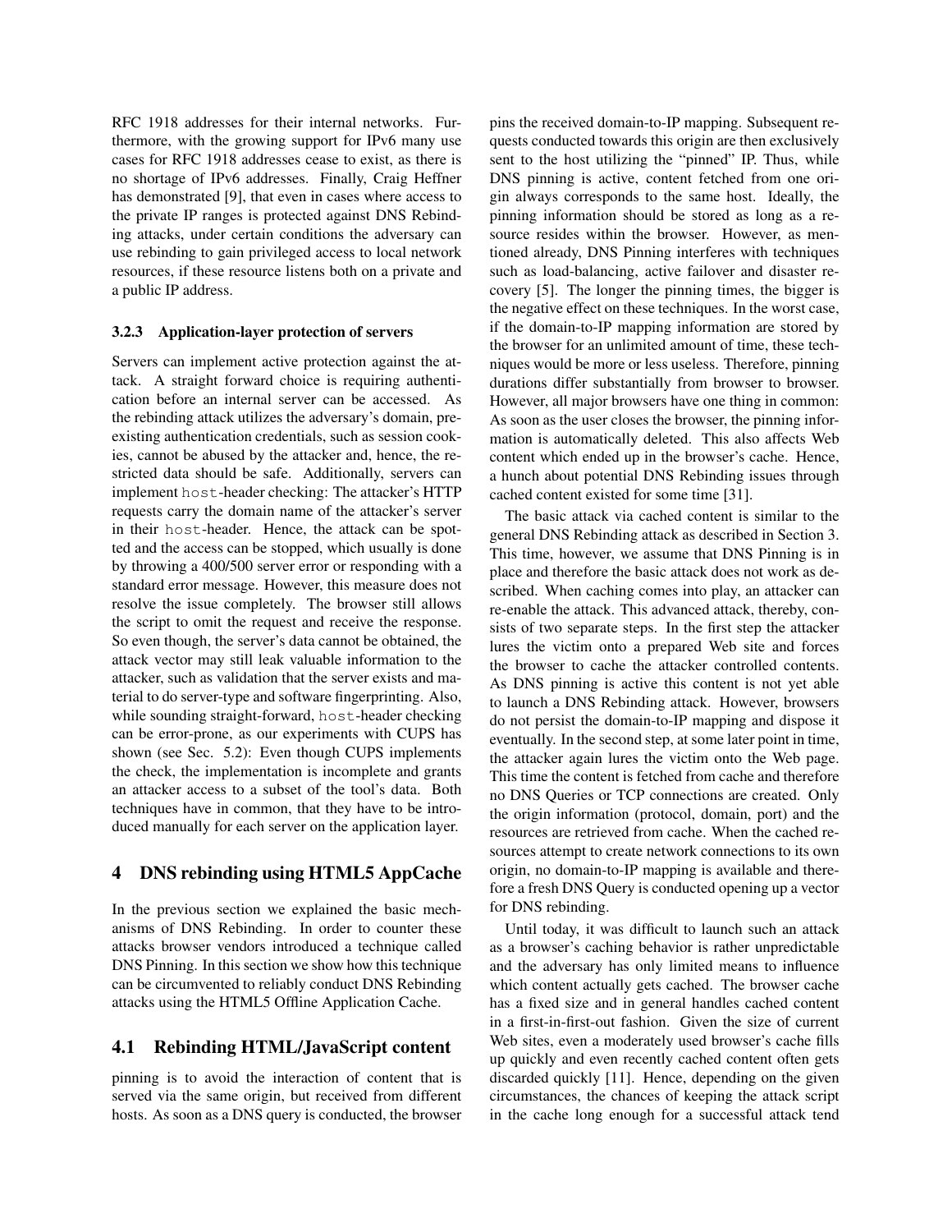RFC 1918 addresses for their internal networks. Furthermore, with the growing support for IPv6 many use cases for RFC 1918 addresses cease to exist, as there is no shortage of IPv6 addresses. Finally, Craig Heffner has demonstrated [9], that even in cases where access to the private IP ranges is protected against DNS Rebinding attacks, under certain conditions the adversary can use rebinding to gain privileged access to local network resources, if these resource listens both on a private and a public IP address.

#### 3.2.3 Application-layer protection of servers

Servers can implement active protection against the attack. A straight forward choice is requiring authentication before an internal server can be accessed. As the rebinding attack utilizes the adversary's domain, preexisting authentication credentials, such as session cookies, cannot be abused by the attacker and, hence, the restricted data should be safe. Additionally, servers can implement `host`-header checking: The attacker's HTTP requests carry the domain name of the attacker's server in their `host`-header. Hence, the attack can be spotted and the access can be stopped, which usually is done by throwing a 400/500 server error or responding with a standard error message. However, this measure does not resolve the issue completely. The browser still allows the script to omit the request and receive the response. So even though, the server's data cannot be obtained, the attack vector may still leak valuable information to the attacker, such as validation that the server exists and material to do server-type and software fingerprinting. Also, while sounding straight-forward, `host`-header checking can be error-prone, as our experiments with CUPS has shown (see Sec. 5.2): Even though CUPS implements the check, the implementation is incomplete and grants an attacker access to a subset of the tool's data. Both techniques have in common, that they have to be introduced manually for each server on the application layer.

## 4 DNS rebinding using HTML5 AppCache

In the previous section we explained the basic mechanisms of DNS Rebinding. In order to counter these attacks browser vendors introduced a technique called DNS Pinning. In this section we show how this technique can be circumvented to reliably conduct DNS Rebinding attacks using the HTML5 Offline Application Cache.

### 4.1 Rebinding HTML/JavaScript content

pinning is to avoid the interaction of content that is served via the same origin, but received from different hosts. As soon as a DNS query is conducted, the browser pins the received domain-to-IP mapping. Subsequent requests conducted towards this origin are then exclusively sent to the host utilizing the "pinned" IP. Thus, while DNS pinning is active, content fetched from one origin always corresponds to the same host. Ideally, the pinning information should be stored as long as a resource resides within the browser. However, as mentioned already, DNS Pinning interferes with techniques such as load-balancing, active failover and disaster recovery [5]. The longer the pinning times, the bigger is the negative effect on these techniques. In the worst case, if the domain-to-IP mapping information are stored by the browser for an unlimited amount of time, these techniques would be more or less useless. Therefore, pinning durations differ substantially from browser to browser. However, all major browsers have one thing in common: As soon as the user closes the browser, the pinning information is automatically deleted. This also affects Web content which ended up in the browser's cache. Hence, a hunch about potential DNS Rebinding issues through cached content existed for some time [31].

The basic attack via cached content is similar to the general DNS Rebinding attack as described in Section 3. This time, however, we assume that DNS Pinning is in place and therefore the basic attack does not work as described. When caching comes into play, an attacker can re-enable the attack. This advanced attack, thereby, consists of two separate steps. In the first step the attacker lures the victim onto a prepared Web site and forces the browser to cache the attacker controlled contents. As DNS pinning is active this content is not yet able to launch a DNS Rebinding attack. However, browsers do not persist the domain-to-IP mapping and dispose it eventually. In the second step, at some later point in time, the attacker again lures the victim onto the Web page. This time the content is fetched from cache and therefore no DNS Queries or TCP connections are created. Only the origin information (protocol, domain, port) and the resources are retrieved from cache. When the cached resources attempt to create network connections to its own origin, no domain-to-IP mapping is available and therefore a fresh DNS Query is conducted opening up a vector for DNS rebinding.

Until today, it was difficult to launch such an attack as a browser's caching behavior is rather unpredictable and the adversary has only limited means to influence which content actually gets cached. The browser cache has a fixed size and in general handles cached content in a first-in-first-out fashion. Given the size of current Web sites, even a moderately used browser's cache fills up quickly and even recently cached content often gets discarded quickly [11]. Hence, depending on the given circumstances, the chances of keeping the attack script in the cache long enough for a successful attack tend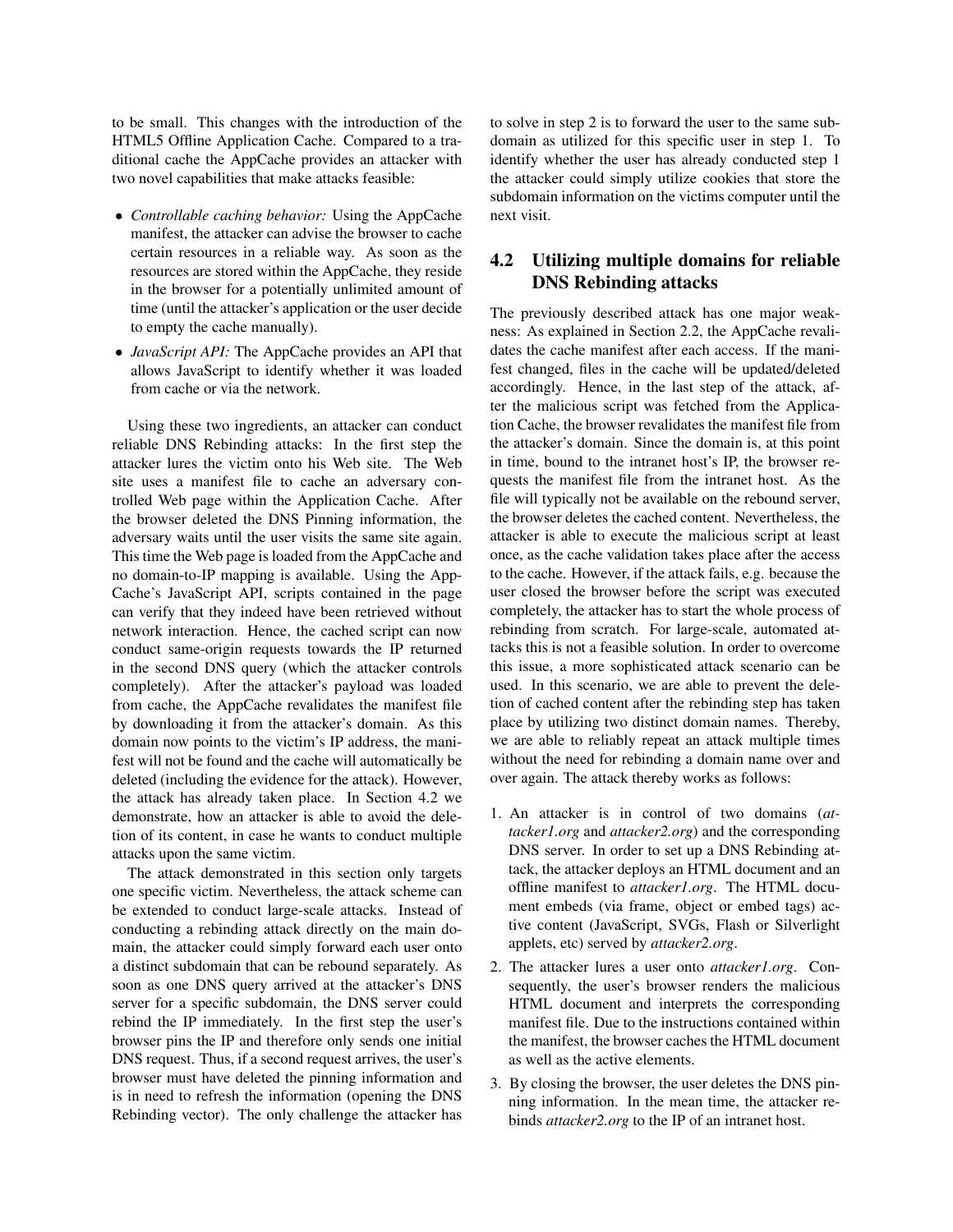to be small. This changes with the introduction of the HTML5 Offline Application Cache. Compared to a traditional cache the AppCache provides an attacker with two novel capabilities that make attacks feasible:

- *Controllable caching behavior:* Using the AppCache manifest, the attacker can advise the browser to cache certain resources in a reliable way. As soon as the resources are stored within the AppCache, they reside in the browser for a potentially unlimited amount of time (until the attacker's application or the user decide to empty the cache manually).
- *JavaScript API:* The AppCache provides an API that allows JavaScript to identify whether it was loaded from cache or via the network.

Using these two ingredients, an attacker can conduct reliable DNS Rebinding attacks: In the first step the attacker lures the victim onto his Web site. The Web site uses a manifest file to cache an adversary controlled Web page within the Application Cache. After the browser deleted the DNS Pinning information, the adversary waits until the user visits the same site again. This time the Web page is loaded from the AppCache and no domain-to-IP mapping is available. Using the AppCache's JavaScript API, scripts contained in the page can verify that they indeed have been retrieved without network interaction. Hence, the cached script can now conduct same-origin requests towards the IP returned in the second DNS query (which the attacker controls completely). After the attacker's payload was loaded from cache, the AppCache revalidates the manifest file by downloading it from the attacker's domain. As this domain now points to the victim's IP address, the manifest will not be found and the cache will automatically be deleted (including the evidence for the attack). However, the attack has already taken place. In Section 4.2 we demonstrate, how an attacker is able to avoid the deletion of its content, in case he wants to conduct multiple attacks upon the same victim.

The attack demonstrated in this section only targets one specific victim. Nevertheless, the attack scheme can be extended to conduct large-scale attacks. Instead of conducting a rebinding attack directly on the main domain, the attacker could simply forward each user onto a distinct subdomain that can be rebound separately. As soon as one DNS query arrived at the attacker's DNS server for a specific subdomain, the DNS server could rebind the IP immediately. In the first step the user's browser pins the IP and therefore only sends one initial DNS request. Thus, if a second request arrives, the user's browser must have deleted the pinning information and is in need to refresh the information (opening the DNS Rebinding vector). The only challenge the attacker has to solve in step 2 is to forward the user to the same subdomain as utilized for this specific user in step 1. To identify whether the user has already conducted step 1 the attacker could simply utilize cookies that store the subdomain information on the victims computer until the next visit.

## 4.2 Utilizing multiple domains for reliable DNS Rebinding attacks

The previously described attack has one major weakness: As explained in Section 2.2, the AppCache revalidates the cache manifest after each access. If the manifest changed, files in the cache will be updated/deleted accordingly. Hence, in the last step of the attack, after the malicious script was fetched from the Application Cache, the browser revalidates the manifest file from the attacker's domain. Since the domain is, at this point in time, bound to the intranet host's IP, the browser requests the manifest file from the intranet host. As the file will typically not be available on the rebound server, the browser deletes the cached content. Nevertheless, the attacker is able to execute the malicious script at least once, as the cache validation takes place after the access to the cache. However, if the attack fails, e.g. because the user closed the browser before the script was executed completely, the attacker has to start the whole process of rebinding from scratch. For large-scale, automated attacks this is not a feasible solution. In order to overcome this issue, a more sophisticated attack scenario can be used. In this scenario, we are able to prevent the deletion of cached content after the rebinding step has taken place by utilizing two distinct domain names. Thereby, we are able to reliably repeat an attack multiple times without the need for rebinding a domain name over and over again. The attack thereby works as follows:

1. An attacker is in control of two domains (*attacker1.org* and *attacker2.org*) and the corresponding DNS server. In order to set up a DNS Rebinding attack, the attacker deploys an HTML document and an offline manifest to *attacker1.org*. The HTML document embeds (via frame, object or embed tags) active content (JavaScript, SVGs, Flash or Silverlight applets, etc) served by *attacker2.org*.
2. The attacker lures a user onto *attacker1.org*. Consequently, the user's browser renders the malicious HTML document and interprets the corresponding manifest file. Due to the instructions contained within the manifest, the browser caches the HTML document as well as the active elements.
3. By closing the browser, the user deletes the DNS pinning information. In the mean time, the attacker rebinds *attacker2.org* to the IP of an intranet host.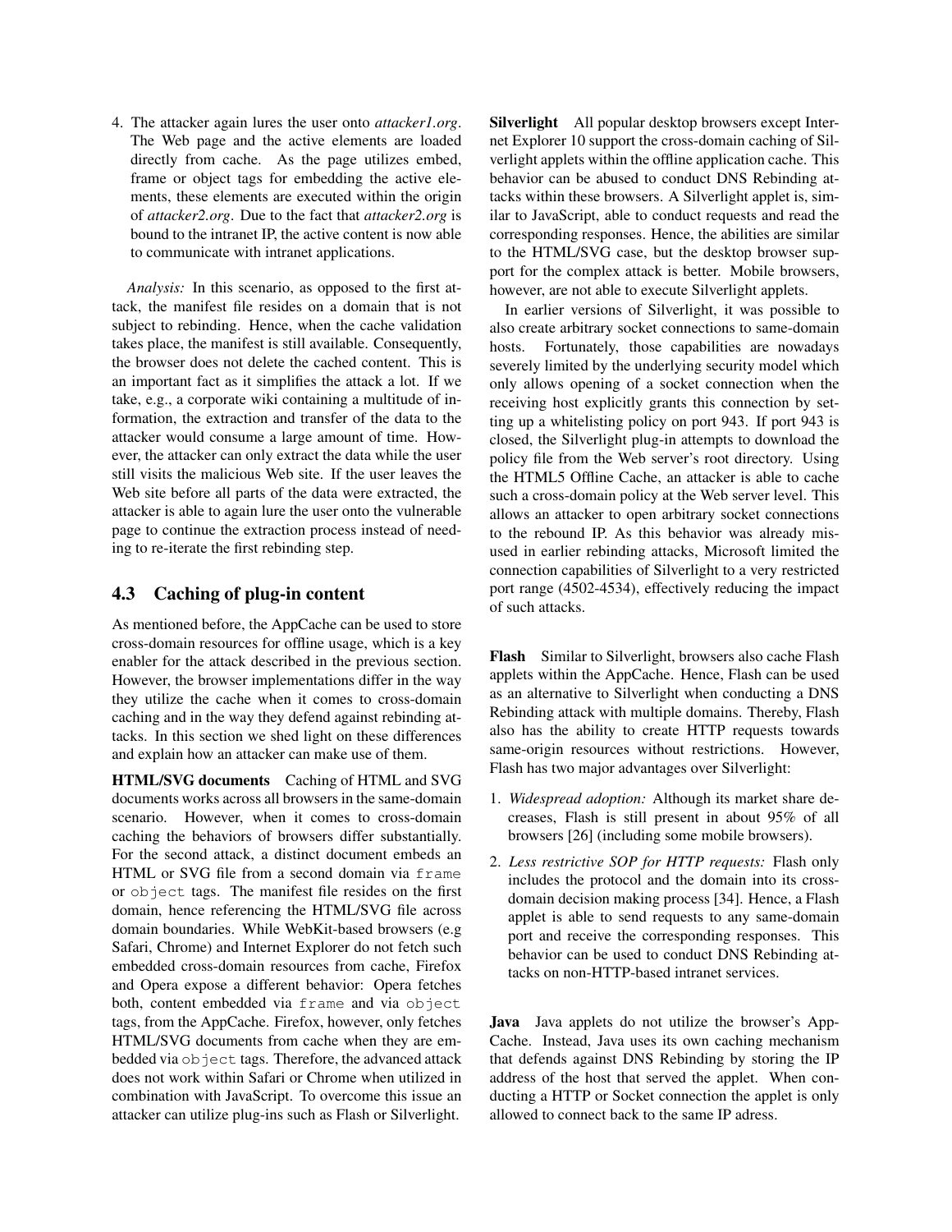4. The attacker again lures the user onto *attacker1.org*. The Web page and the active elements are loaded directly from cache. As the page utilizes embed, frame or object tags for embedding the active elements, these elements are executed within the origin of *attacker2.org*. Due to the fact that *attacker2.org* is bound to the intranet IP, the active content is now able to communicate with intranet applications.

*Analysis:* In this scenario, as opposed to the first attack, the manifest file resides on a domain that is not subject to rebinding. Hence, when the cache validation takes place, the manifest is still available. Consequently, the browser does not delete the cached content. This is an important fact as it simplifies the attack a lot. If we take, e.g., a corporate wiki containing a multitude of information, the extraction and transfer of the data to the attacker would consume a large amount of time. However, the attacker can only extract the data while the user still visits the malicious Web site. If the user leaves the Web site before all parts of the data were extracted, the attacker is able to again lure the user onto the vulnerable page to continue the extraction process instead of needing to re-iterate the first rebinding step.

### 4.3 Caching of plug-in content

As mentioned before, the AppCache can be used to store cross-domain resources for offline usage, which is a key enabler for the attack described in the previous section. However, the browser implementations differ in the way they utilize the cache when it comes to cross-domain caching and in the way they defend against rebinding attacks. In this section we shed light on these differences and explain how an attacker can make use of them.

**HTML/SVG documents** Caching of HTML and SVG documents works across all browsers in the same-domain scenario. However, when it comes to cross-domain caching the behaviors of browsers differ substantially. For the second attack, a distinct document embeds an HTML or SVG file from a second domain via `frame` or `object` tags. The manifest file resides on the first domain, hence referencing the HTML/SVG file across domain boundaries. While WebKit-based browsers (e.g Safari, Chrome) and Internet Explorer do not fetch such embedded cross-domain resources from cache, Firefox and Opera expose a different behavior: Opera fetches both, content embedded via `frame` and via `object` tags, from the AppCache. Firefox, however, only fetches HTML/SVG documents from cache when they are embedded via `object` tags. Therefore, the advanced attack does not work within Safari or Chrome when utilized in combination with JavaScript. To overcome this issue an attacker can utilize plug-ins such as Flash or Silverlight.

**Silverlight** All popular desktop browsers except Internet Explorer 10 support the cross-domain caching of Silverlight applets within the offline application cache. This behavior can be abused to conduct DNS Rebinding attacks within these browsers. A Silverlight applet is, similar to JavaScript, able to conduct requests and read the corresponding responses. Hence, the abilities are similar to the HTML/SVG case, but the desktop browser support for the complex attack is better. Mobile browsers, however, are not able to execute Silverlight applets.

In earlier versions of Silverlight, it was possible to also create arbitrary socket connections to same-domain hosts. Fortunately, those capabilities are nowadays severely limited by the underlying security model which only allows opening of a socket connection when the receiving host explicitly grants this connection by setting up a whitelisting policy on port 943. If port 943 is closed, the Silverlight plug-in attempts to download the policy file from the Web server's root directory. Using the HTML5 Offline Cache, an attacker is able to cache such a cross-domain policy at the Web server level. This allows an attacker to open arbitrary socket connections to the rebound IP. As this behavior was already misused in earlier rebinding attacks, Microsoft limited the connection capabilities of Silverlight to a very restricted port range (4502-4534), effectively reducing the impact of such attacks.

**Flash** Similar to Silverlight, browsers also cache Flash applets within the AppCache. Hence, Flash can be used as an alternative to Silverlight when conducting a DNS Rebinding attack with multiple domains. Thereby, Flash also has the ability to create HTTP requests towards same-origin resources without restrictions. However, Flash has two major advantages over Silverlight:

1. *Widespread adoption:* Although its market share decreases, Flash is still present in about 95% of all browsers [26] (including some mobile browsers).
2. *Less restrictive SOP for HTTP requests:* Flash only includes the protocol and the domain into its cross-domain decision making process [34]. Hence, a Flash applet is able to send requests to any same-domain port and receive the corresponding responses. This behavior can be used to conduct DNS Rebinding attacks on non-HTTP-based intranet services.

**Java** Java applets do not utilize the browser's AppCache. Instead, Java uses its own caching mechanism that defends against DNS Rebinding by storing the IP address of the host that served the applet. When conducting a HTTP or Socket connection the applet is only allowed to connect back to the same IP adress.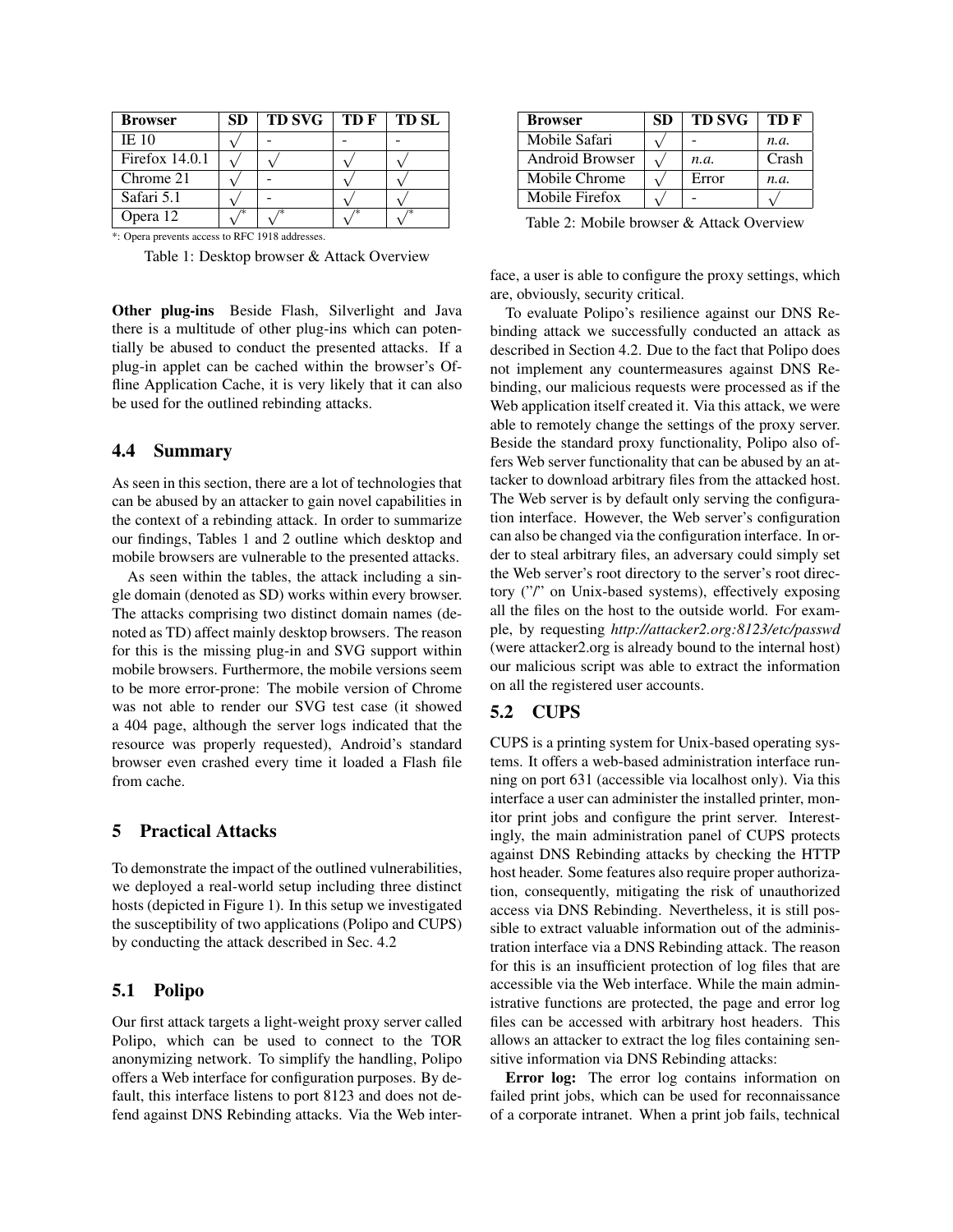| Browser | SD | TD SVG | TD F | TD SL |
|---|---|---|---|---|
| IE 10 | √ | - | - | - |
| Firefox 14.0.1 | √ | √ | √ | √ |
| Chrome 21 | √ | - | √ | √ |
| Safari 5.1 | √ | - | √ | √ |
| Opera 12 | √* | √* | √* | √* |

*: Opera prevents access to RFC 1918 addresses.

Table 1: Desktop browser & Attack Overview

| Browser | SD | TD SVG | TD F |
|---|---|---|---|
| Mobile Safari | √ | - | *n.a.* |
| Android Browser | √ | *n.a.* | Crash |
| Mobile Chrome | √ | Error | *n.a.* |
| Mobile Firefox | √ | - | √ |

Table 2: Mobile browser & Attack Overview

**Other plug-ins** Beside Flash, Silverlight and Java there is a multitude of other plug-ins which can potentially be abused to conduct the presented attacks. If a plug-in applet can be cached within the browser's Offline Application Cache, it is very likely that it can also be used for the outlined rebinding attacks.

### 4.4 Summary

As seen in this section, there are a lot of technologies that can be abused by an attacker to gain novel capabilities in the context of a rebinding attack. In order to summarize our findings, Tables 1 and 2 outline which desktop and mobile browsers are vulnerable to the presented attacks.

As seen within the tables, the attack including a single domain (denoted as SD) works within every browser. The attacks comprising two distinct domain names (denoted as TD) affect mainly desktop browsers. The reason for this is the missing plug-in and SVG support within mobile browsers. Furthermore, the mobile versions seem to be more error-prone: The mobile version of Chrome was not able to render our SVG test case (it showed a 404 page, although the server logs indicated that the resource was properly requested), Android's standard browser even crashed every time it loaded a Flash file from cache.

## 5 Practical Attacks

To demonstrate the impact of the outlined vulnerabilities, we deployed a real-world setup including three distinct hosts (depicted in Figure 1). In this setup we investigated the susceptibility of two applications (Polipo and CUPS) by conducting the attack described in Sec. 4.2

### 5.1 Polipo

Our first attack targets a light-weight proxy server called Polipo, which can be used to connect to the TOR anonymizing network. To simplify the handling, Polipo offers a Web interface for configuration purposes. By default, this interface listens to port 8123 and does not defend against DNS Rebinding attacks. Via the Web interface, a user is able to configure the proxy settings, which are, obviously, security critical.

To evaluate Polipo's resilience against our DNS Rebinding attack we successfully conducted an attack as described in Section 4.2. Due to the fact that Polipo does not implement any countermeasures against DNS Rebinding, our malicious requests were processed as if the Web application itself created it. Via this attack, we were able to remotely change the settings of the proxy server. Beside the standard proxy functionality, Polipo also offers Web server functionality that can be abused by an attacker to download arbitrary files from the attacked host. The Web server is by default only serving the configuration interface. However, the Web server's configuration can also be changed via the configuration interface. In order to steal arbitrary files, an adversary could simply set the Web server's root directory to the server's root directory ("/" on Unix-based systems), effectively exposing all the files on the host to the outside world. For example, by requesting *http://attacker2.org:8123/etc/passwd* (were attacker2.org is already bound to the internal host) our malicious script was able to extract the information on all the registered user accounts.

### 5.2 CUPS

CUPS is a printing system for Unix-based operating systems. It offers a web-based administration interface running on port 631 (accessible via localhost only). Via this interface a user can administer the installed printer, monitor print jobs and configure the print server. Interestingly, the main administration panel of CUPS protects against DNS Rebinding attacks by checking the HTTP host header. Some features also require proper authorization, consequently, mitigating the risk of unauthorized access via DNS Rebinding. Nevertheless, it is still possible to extract valuable information out of the administration interface via a DNS Rebinding attack. The reason for this is an insufficient protection of log files that are accessible via the Web interface. While the main administrative functions are protected, the page and error log files can be accessed with arbitrary host headers. This allows an attacker to extract the log files containing sensitive information via DNS Rebinding attacks:

**Error log:** The error log contains information on failed print jobs, which can be used for reconnaissance of a corporate intranet. When a print job fails, technical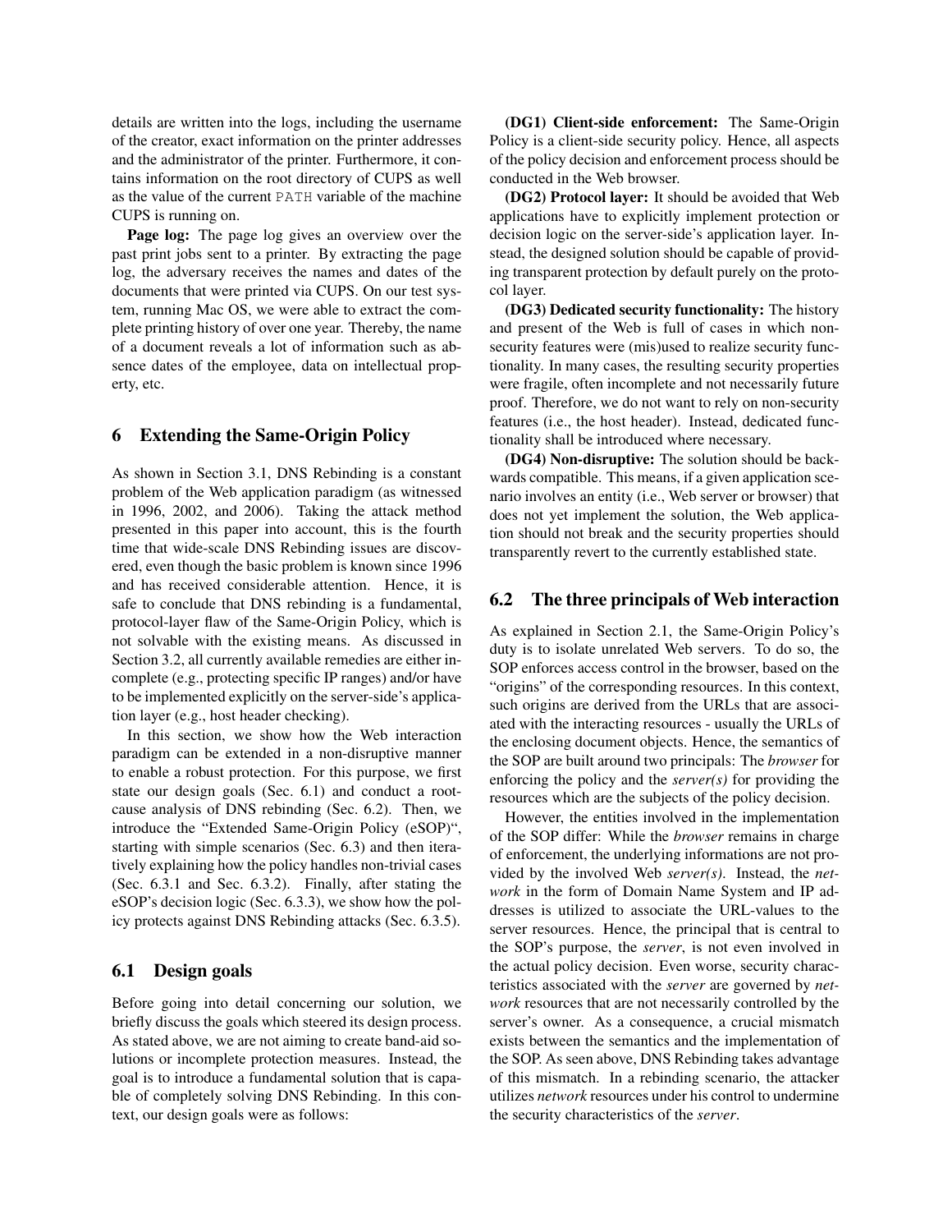details are written into the logs, including the username of the creator, exact information on the printer addresses and the administrator of the printer. Furthermore, it contains information on the root directory of CUPS as well as the value of the current `PATH` variable of the machine CUPS is running on.

**Page log:** The page log gives an overview over the past print jobs sent to a printer. By extracting the page log, the adversary receives the names and dates of the documents that were printed via CUPS. On our test system, running Mac OS, we were able to extract the complete printing history of over one year. Thereby, the name of a document reveals a lot of information such as absence dates of the employee, data on intellectual property, etc.

## 6 Extending the Same-Origin Policy

As shown in Section 3.1, DNS Rebinding is a constant problem of the Web application paradigm (as witnessed in 1996, 2002, and 2006). Taking the attack method presented in this paper into account, this is the fourth time that wide-scale DNS Rebinding issues are discovered, even though the basic problem is known since 1996 and has received considerable attention. Hence, it is safe to conclude that DNS rebinding is a fundamental, protocol-layer flaw of the Same-Origin Policy, which is not solvable with the existing means. As discussed in Section 3.2, all currently available remedies are either incomplete (e.g., protecting specific IP ranges) and/or have to be implemented explicitly on the server-side's application layer (e.g., host header checking).

In this section, we show how the Web interaction paradigm can be extended in a non-disruptive manner to enable a robust protection. For this purpose, we first state our design goals (Sec. 6.1) and conduct a root-cause analysis of DNS rebinding (Sec. 6.2). Then, we introduce the "Extended Same-Origin Policy (eSOP)", starting with simple scenarios (Sec. 6.3) and then iteratively explaining how the policy handles non-trivial cases (Sec. 6.3.1 and Sec. 6.3.2). Finally, after stating the eSOP's decision logic (Sec. 6.3.3), we show how the policy protects against DNS Rebinding attacks (Sec. 6.3.5).

### 6.1 Design goals

Before going into detail concerning our solution, we briefly discuss the goals which steered its design process. As stated above, we are not aiming to create band-aid solutions or incomplete protection measures. Instead, the goal is to introduce a fundamental solution that is capable of completely solving DNS Rebinding. In this context, our design goals were as follows:

**(DG1) Client-side enforcement:** The Same-Origin Policy is a client-side security policy. Hence, all aspects of the policy decision and enforcement process should be conducted in the Web browser.

**(DG2) Protocol layer:** It should be avoided that Web applications have to explicitly implement protection or decision logic on the server-side's application layer. Instead, the designed solution should be capable of providing transparent protection by default purely on the protocol layer.

**(DG3) Dedicated security functionality:** The history and present of the Web is full of cases in which non-security features were (mis)used to realize security functionality. In many cases, the resulting security properties were fragile, often incomplete and not necessarily future proof. Therefore, we do not want to rely on non-security features (i.e., the host header). Instead, dedicated functionality shall be introduced where necessary.

**(DG4) Non-disruptive:** The solution should be backwards compatible. This means, if a given application scenario involves an entity (i.e., Web server or browser) that does not yet implement the solution, the Web application should not break and the security properties should transparently revert to the currently established state.

### 6.2 The three principals of Web interaction

As explained in Section 2.1, the Same-Origin Policy's duty is to isolate unrelated Web servers. To do so, the SOP enforces access control in the browser, based on the "origins" of the corresponding resources. In this context, such origins are derived from the URLs that are associated with the interacting resources - usually the URLs of the enclosing document objects. Hence, the semantics of the SOP are built around two principals: The *browser* for enforcing the policy and the *server(s)* for providing the resources which are the subjects of the policy decision.

However, the entities involved in the implementation of the SOP differ: While the *browser* remains in charge of enforcement, the underlying informations are not provided by the involved Web *server(s)*. Instead, the *network* in the form of Domain Name System and IP addresses is utilized to associate the URL-values to the server resources. Hence, the principal that is central to the SOP's purpose, the *server*, is not even involved in the actual policy decision. Even worse, security characteristics associated with the *server* are governed by *network* resources that are not necessarily controlled by the server's owner. As a consequence, a crucial mismatch exists between the semantics and the implementation of the SOP. As seen above, DNS Rebinding takes advantage of this mismatch. In a rebinding scenario, the attacker utilizes *network* resources under his control to undermine the security characteristics of the *server*.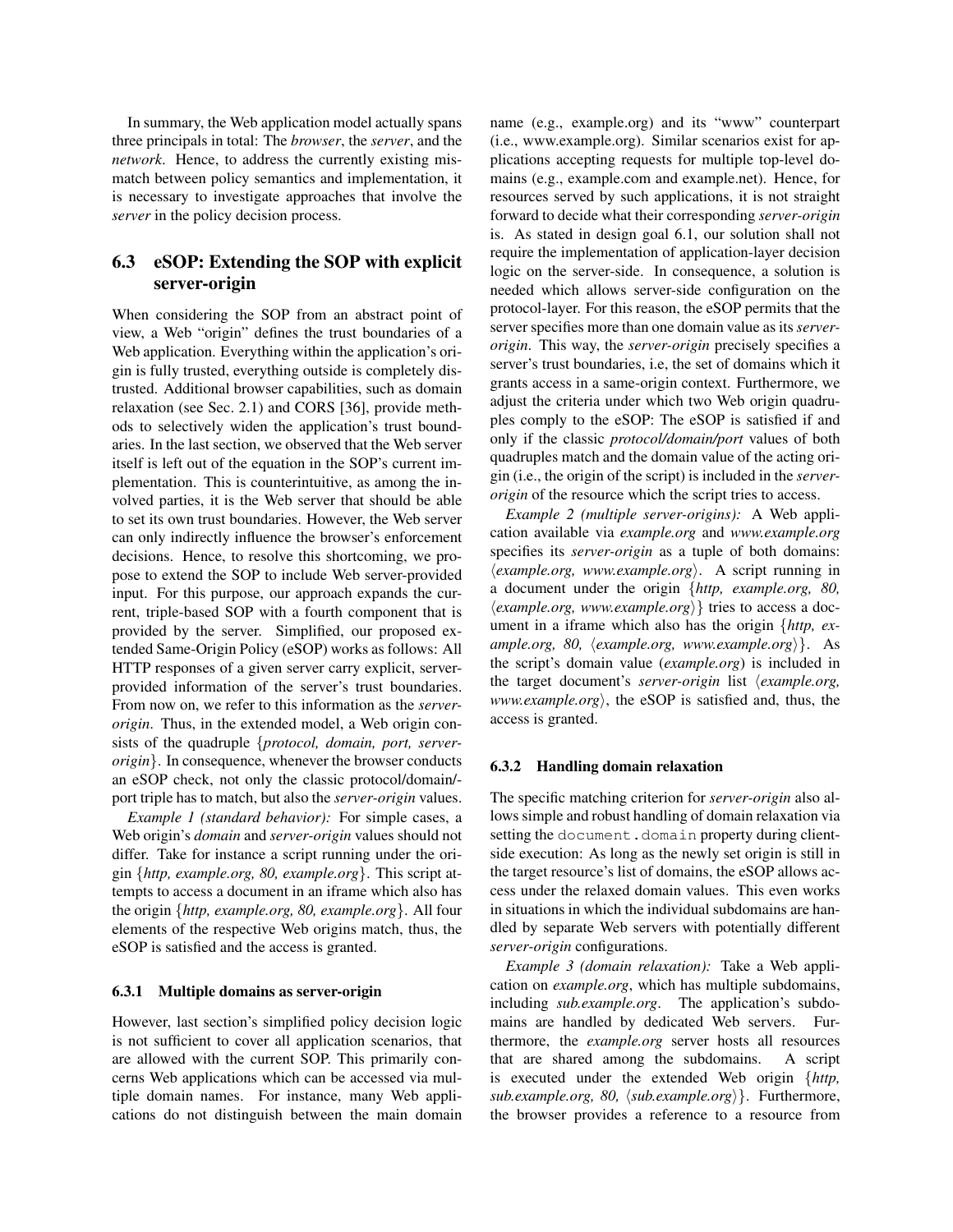In summary, the Web application model actually spans three principals in total: The *browser*, the *server*, and the *network*. Hence, to address the currently existing mismatch between policy semantics and implementation, it is necessary to investigate approaches that involve the *server* in the policy decision process.

## 6.3 eSOP: Extending the SOP with explicit server-origin

When considering the SOP from an abstract point of view, a Web "origin" defines the trust boundaries of a Web application. Everything within the application's origin is fully trusted, everything outside is completely distrusted. Additional browser capabilities, such as domain relaxation (see Sec. 2.1) and CORS [36], provide methods to selectively widen the application's trust boundaries. In the last section, we observed that the Web server itself is left out of the equation in the SOP's current implementation. This is counterintuitive, as among the involved parties, it is the Web server that should be able to set its own trust boundaries. However, the Web server can only indirectly influence the browser's enforcement decisions. Hence, to resolve this shortcoming, we propose to extend the SOP to include Web server-provided input. For this purpose, our approach expands the current, triple-based SOP with a fourth component that is provided by the server. Simplified, our proposed extended Same-Origin Policy (eSOP) works as follows: All HTTP responses of a given server carry explicit, server-provided information of the server's trust boundaries. From now on, we refer to this information as the *server-origin*. Thus, in the extended model, a Web origin consists of the quadruple {*protocol, domain, port, server-origin*}. In consequence, whenever the browser conducts an eSOP check, not only the classic protocol/domain/port triple has to match, but also the *server-origin* values.

*Example 1 (standard behavior):* For simple cases, a Web origin's *domain* and *server-origin* values should not differ. Take for instance a script running under the origin {*http, example.org, 80, example.org*}. This script attempts to access a document in an iframe which also has the origin {*http, example.org, 80, example.org*}. All four elements of the respective Web origins match, thus, the eSOP is satisfied and the access is granted.

### 6.3.1 Multiple domains as server-origin

However, last section's simplified policy decision logic is not sufficient to cover all application scenarios, that are allowed with the current SOP. This primarily concerns Web applications which can be accessed via multiple domain names. For instance, many Web applications do not distinguish between the main domain name (e.g., example.org) and its "www" counterpart (i.e., www.example.org). Similar scenarios exist for applications accepting requests for multiple top-level domains (e.g., example.com and example.net). Hence, for resources served by such applications, it is not straight forward to decide what their corresponding *server-origin* is. As stated in design goal 6.1, our solution shall not require the implementation of application-layer decision logic on the server-side. In consequence, a solution is needed which allows server-side configuration on the protocol-layer. For this reason, the eSOP permits that the server specifies more than one domain value as its *server-origin*. This way, the *server-origin* precisely specifies a server's trust boundaries, i.e, the set of domains which it grants access in a same-origin context. Furthermore, we adjust the criteria under which two Web origin quadruples comply to the eSOP: The eSOP is satisfied if and only if the classic *protocol/domain/port* values of both quadruples match and the domain value of the acting origin (i.e., the origin of the script) is included in the *server-origin* of the resource which the script tries to access.

*Example 2 (multiple server-origins):* A Web application available via *example.org* and *www.example.org* specifies its *server-origin* as a tuple of both domains: ⟨*example.org, www.example.org*⟩. A script running in a document under the origin {*http, example.org, 80,* ⟨*example.org, www.example.org*⟩} tries to access a document in a iframe which also has the origin {*http, example.org, 80,* ⟨*example.org, www.example.org*⟩}. As the script's domain value (*example.org*) is included in the target document's *server-origin* list ⟨*example.org, www.example.org*⟩, the eSOP is satisfied and, thus, the access is granted.

### 6.3.2 Handling domain relaxation

The specific matching criterion for *server-origin* also allows simple and robust handling of domain relaxation via setting the `document.domain` property during client-side execution: As long as the newly set origin is still in the target resource's list of domains, the eSOP allows access under the relaxed domain values. This even works in situations in which the individual subdomains are handled by separate Web servers with potentially different *server-origin* configurations.

*Example 3 (domain relaxation):* Take a Web application on *example.org*, which has multiple subdomains, including *sub.example.org*. The application's subdomains are handled by dedicated Web servers. Furthermore, the *example.org* server hosts all resources that are shared among the subdomains. A script is executed under the extended Web origin {*http, sub.example.org, 80,* ⟨*sub.example.org*⟩}. Furthermore, the browser provides a reference to a resource from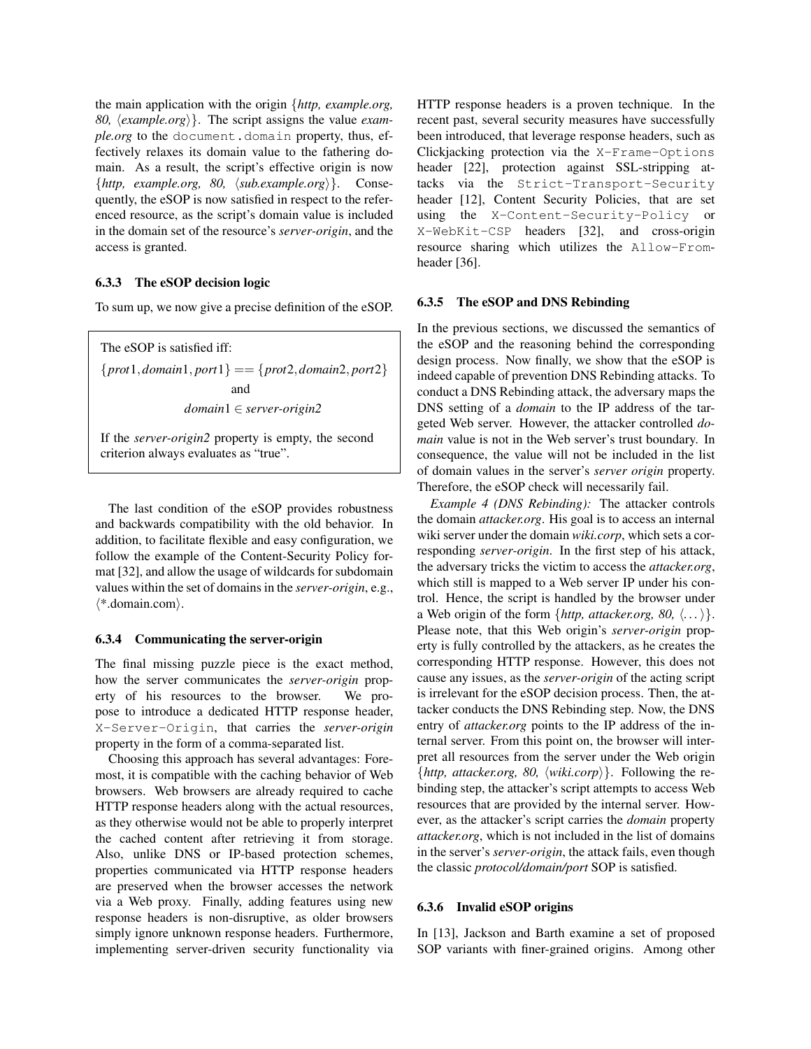the main application with the origin {*http, example.org, 80,* ⟨*example.org*⟩}. The script assigns the value *example.org* to the `document.domain` property, thus, effectively relaxes its domain value to the fathering domain. As a result, the script's effective origin is now {*http, example.org, 80,* ⟨*sub.example.org*⟩}. Consequently, the eSOP is now satisfied in respect to the referenced resource, as the script's domain value is included in the domain set of the resource's *server-origin*, and the access is granted.

### 6.3.3 The eSOP decision logic

To sum up, we now give a precise definition of the eSOP.

> The eSOP is satisfied iff:
>
> $$\{prot1, domain1, port1\} == \{prot2, domain2, port2\}$$
>
> and
>
> $$domain1 \in server\text{-}origin2$$
>
> If the *server-origin2* property is empty, the second criterion always evaluates as "true".

The last condition of the eSOP provides robustness and backwards compatibility with the old behavior. In addition, to facilitate flexible and easy configuration, we follow the example of the Content-Security Policy format [32], and allow the usage of wildcards for subdomain values within the set of domains in the *server-origin*, e.g., ⟨*.domain.com⟩.

### 6.3.4 Communicating the server-origin

The final missing puzzle piece is the exact method, how the server communicates the *server-origin* property of his resources to the browser. We propose to introduce a dedicated HTTP response header, `X-Server-Origin`, that carries the *server-origin* property in the form of a comma-separated list.

Choosing this approach has several advantages: Foremost, it is compatible with the caching behavior of Web browsers. Web browsers are already required to cache HTTP response headers along with the actual resources, as they otherwise would not be able to properly interpret the cached content after retrieving it from storage. Also, unlike DNS or IP-based protection schemes, properties communicated via HTTP response headers are preserved when the browser accesses the network via a Web proxy. Finally, adding features using new response headers is non-disruptive, as older browsers simply ignore unknown response headers. Furthermore, implementing server-driven security functionality via HTTP response headers is a proven technique. In the recent past, several security measures have successfully been introduced, that leverage response headers, such as Clickjacking protection via the `X-Frame-Options` header [22], protection against SSL-stripping attacks via the `Strict-Transport-Security` header [12], Content Security Policies, that are set using the `X-Content-Security-Policy` or `X-WebKit-CSP` headers [32], and cross-origin resource sharing which utilizes the `Allow-From`-header [36].

### 6.3.5 The eSOP and DNS Rebinding

In the previous sections, we discussed the semantics of the eSOP and the reasoning behind the corresponding design process. Now finally, we show that the eSOP is indeed capable of prevention DNS Rebinding attacks. To conduct a DNS Rebinding attack, the adversary maps the DNS setting of a *domain* to the IP address of the targeted Web server. However, the attacker controlled *domain* value is not in the Web server's trust boundary. In consequence, the value will not be included in the list of domain values in the server's *server origin* property. Therefore, the eSOP check will necessarily fail.

*Example 4 (DNS Rebinding):* The attacker controls the domain *attacker.org*. His goal is to access an internal wiki server under the domain *wiki.corp*, which sets a corresponding *server-origin*. In the first step of his attack, the adversary tricks the victim to access the *attacker.org*, which still is mapped to a Web server IP under his control. Hence, the script is handled by the browser under a Web origin of the form {*http, attacker.org, 80,* ⟨...⟩}. Please note, that this Web origin's *server-origin* property is fully controlled by the attackers, as he creates the corresponding HTTP response. However, this does not cause any issues, as the *server-origin* of the acting script is irrelevant for the eSOP decision process. Then, the attacker conducts the DNS Rebinding step. Now, the DNS entry of *attacker.org* points to the IP address of the internal server. From this point on, the browser will interpret all resources from the server under the Web origin {*http, attacker.org, 80,* ⟨*wiki.corp*⟩}. Following the rebinding step, the attacker's script attempts to access Web resources that are provided by the internal server. However, as the attacker's script carries the *domain* property *attacker.org*, which is not included in the list of domains in the server's *server-origin*, the attack fails, even though the classic ***protocol/domain/port*** SOP is satisfied.

### 6.3.6 Invalid eSOP origins

In [13], Jackson and Barth examine a set of proposed SOP variants with finer-grained origins. Among other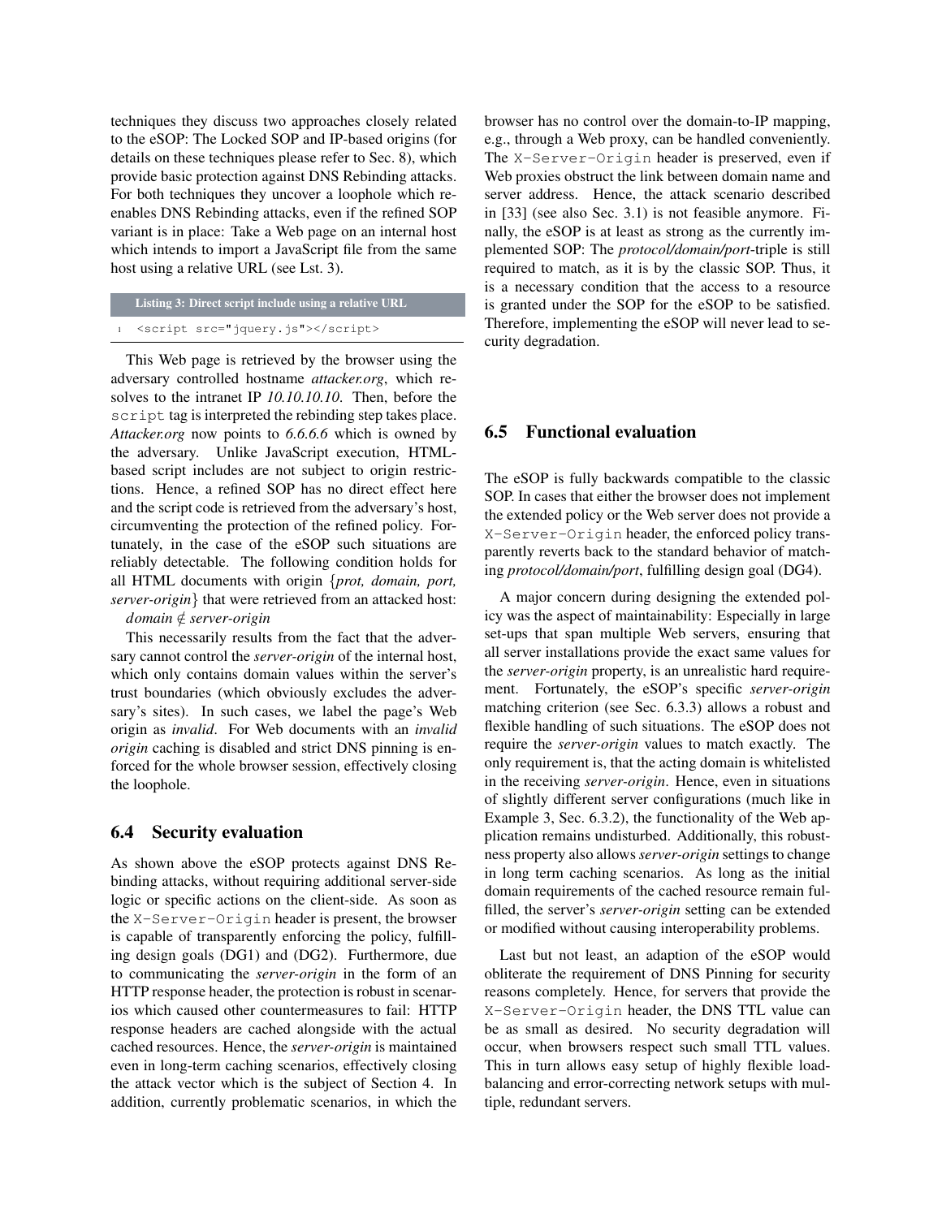techniques they discuss two approaches closely related to the eSOP: The Locked SOP and IP-based origins (for details on these techniques please refer to Sec. 8), which provide basic protection against DNS Rebinding attacks. For both techniques they uncover a loophole which re-enables DNS Rebinding attacks, even if the refined SOP variant is in place: Take a Web page on an internal host which intends to import a JavaScript file from the same host using a relative URL (see Lst. 3).

**Listing 3: Direct script include using a relative URL**

```
1 <script src="jquery.js"></script>
```

This Web page is retrieved by the browser using the adversary controlled hostname *attacker.org*, which resolves to the intranet IP *10.10.10.10*. Then, before the `script` tag is interpreted the rebinding step takes place. *Attacker.org* now points to *6.6.6.6* which is owned by the adversary. Unlike JavaScript execution, HTML-based script includes are not subject to origin restrictions. Hence, a refined SOP has no direct effect here and the script code is retrieved from the adversary's host, circumventing the protection of the refined policy. Fortunately, in the case of the eSOP such situations are reliably detectable. The following condition holds for all HTML documents with origin {*prot, domain, port, server-origin*} that were retrieved from an attacked host:

*domain* $\notin$ *server-origin*

This necessarily results from the fact that the adversary cannot control the *server-origin* of the internal host, which only contains domain values within the server's trust boundaries (which obviously excludes the adversary's sites). In such cases, we label the page's Web origin as *invalid*. For Web documents with an *invalid origin* caching is disabled and strict DNS pinning is enforced for the whole browser session, effectively closing the loophole.

### 6.4 Security evaluation

As shown above the eSOP protects against DNS Rebinding attacks, without requiring additional server-side logic or specific actions on the client-side. As soon as the `X-Server-Origin` header is present, the browser is capable of transparently enforcing the policy, fulfilling design goals (DG1) and (DG2). Furthermore, due to communicating the *server-origin* in the form of an HTTP response header, the protection is robust in scenarios which caused other countermeasures to fail: HTTP response headers are cached alongside with the actual cached resources. Hence, the *server-origin* is maintained even in long-term caching scenarios, effectively closing the attack vector which is the subject of Section 4. In addition, currently problematic scenarios, in which the browser has no control over the domain-to-IP mapping, e.g., through a Web proxy, can be handled conveniently. The `X-Server-Origin` header is preserved, even if Web proxies obstruct the link between domain name and server address. Hence, the attack scenario described in [33] (see also Sec. 3.1) is not feasible anymore. Finally, the eSOP is at least as strong as the currently implemented SOP: The *protocol/domain/port*-triple is still required to match, as it is by the classic SOP. Thus, it is a necessary condition that the access to a resource is granted under the SOP for the eSOP to be satisfied. Therefore, implementing the eSOP will never lead to security degradation.

### 6.5 Functional evaluation

The eSOP is fully backwards compatible to the classic SOP. In cases that either the browser does not implement the extended policy or the Web server does not provide a `X-Server-Origin` header, the enforced policy transparently reverts back to the standard behavior of matching *protocol/domain/port*, fulfilling design goal (DG4).

A major concern during designing the extended policy was the aspect of maintainability: Especially in large set-ups that span multiple Web servers, ensuring that all server installations provide the exact same values for the *server-origin* property, is an unrealistic hard requirement. Fortunately, the eSOP's specific *server-origin* matching criterion (see Sec. 6.3.3) allows a robust and flexible handling of such situations. The eSOP does not require the *server-origin* values to match exactly. The only requirement is, that the acting domain is whitelisted in the receiving *server-origin*. Hence, even in situations of slightly different server configurations (much like in Example 3, Sec. 6.3.2), the functionality of the Web application remains undisturbed. Additionally, this robustness property also allows *server-origin* settings to change in long term caching scenarios. As long as the initial domain requirements of the cached resource remain fulfilled, the server's *server-origin* setting can be extended or modified without causing interoperability problems.

Last but not least, an adaption of the eSOP would obliterate the requirement of DNS Pinning for security reasons completely. Hence, for servers that provide the `X-Server-Origin` header, the DNS TTL value can be as small as desired. No security degradation will occur, when browsers respect such small TTL values. This in turn allows easy setup of highly flexible load-balancing and error-correcting network setups with multiple, redundant servers.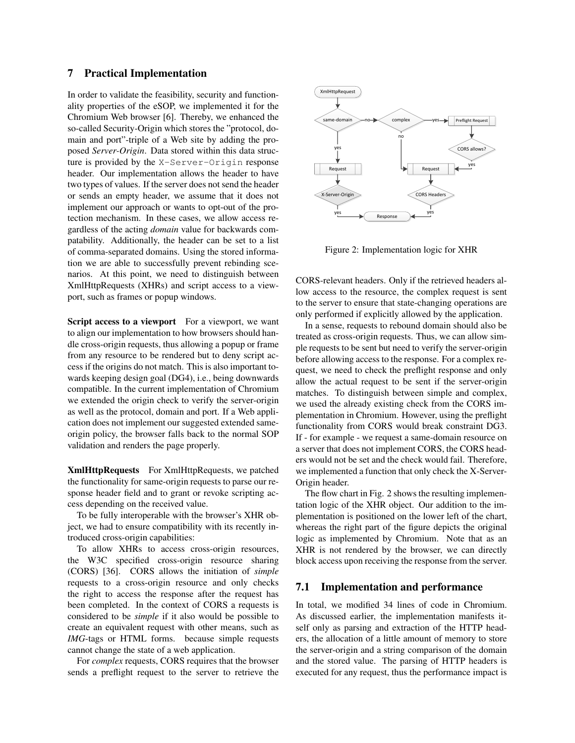## 7 Practical Implementation

In order to validate the feasibility, security and functionality properties of the eSOP, we implemented it for the Chromium Web browser [6]. Thereby, we enhanced the so-called Security-Origin which stores the "protocol, domain and port"-triple of a Web site by adding the proposed *Server-Origin*. Data stored within this data structure is provided by the `X-Server-Origin` response header. Our implementation allows the header to have two types of values. If the server does not send the header or sends an empty header, we assume that it does not implement our approach or wants to opt-out of the protection mechanism. In these cases, we allow access regardless of the acting *domain* value for backwards compatability. Additionally, the header can be set to a list of comma-separated domains. Using the stored information we are able to successfully prevent rebinding scenarios. At this point, we need to distinguish between XmlHttpRequests (XHRs) and script access to a viewport, such as frames or popup windows.

**Script access to a viewport** For a viewport, we want to align our implementation to how browsers should handle cross-origin requests, thus allowing a popup or frame from any resource to be rendered but to deny script access if the origins do not match. This is also important towards keeping design goal (DG4), i.e., being downwards compatible. In the current implementation of Chromium we extended the origin check to verify the server-origin as well as the protocol, domain and port. If a Web application does not implement our suggested extended same-origin policy, the browser falls back to the normal SOP validation and renders the page properly.

**XmlHttpRequests** For XmlHttpRequests, we patched the functionality for same-origin requests to parse our response header field and to grant or revoke scripting access depending on the received value.

To be fully interoperable with the browser's XHR object, we had to ensure compatibility with its recently introduced cross-origin capabilities:

To allow XHRs to access cross-origin resources, the W3C specified cross-origin resource sharing (CORS) [36]. CORS allows the initiation of *simple* requests to a cross-origin resource and only checks the right to access the response after the request has been completed. In the context of CORS a requests is considered to be *simple* if it also would be possible to create an equivalent request with other means, such as *IMG*-tags or HTML forms. because simple requests cannot change the state of a web application.

For *complex* requests, CORS requires that the browser sends a preflight request to the server to retrieve the CORS-relevant headers. Only if the retrieved headers allow access to the resource, the complex request is sent to the server to ensure that state-changing operations are only performed if explicitly allowed by the application.

In a sense, requests to rebound domain should also be treated as cross-origin requests. Thus, we can allow simple requests to be sent but need to verify the server-origin before allowing access to the response. For a complex request, we need to check the preflight response and only allow the actual request to be sent if the server-origin matches. To distinguish between simple and complex, we used the already existing check from the CORS implementation in Chromium. However, using the preflight functionality from CORS would break constraint DG3. If - for example - we request a same-domain resource on a server that does not implement CORS, the CORS headers would not be set and the check would fail. Therefore, we implemented a function that only check the X-Server-Origin header.

The flow chart in Fig. 2 shows the resulting implementation logic of the XHR object. Our addition to the implementation is positioned on the lower left of the chart, whereas the right part of the figure depicts the original logic as implemented by Chromium. Note that as an XHR is not rendered by the browser, we can directly block access upon receiving the response from the server.

Figure 2: Implementation logic for XHR

### 7.1 Implementation and performance

In total, we modified 34 lines of code in Chromium. As discussed earlier, the implementation manifests itself only as parsing and extraction of the HTTP headers, the allocation of a little amount of memory to store the server-origin and a string comparison of the domain and the stored value. The parsing of HTTP headers is executed for any request, thus the performance impact is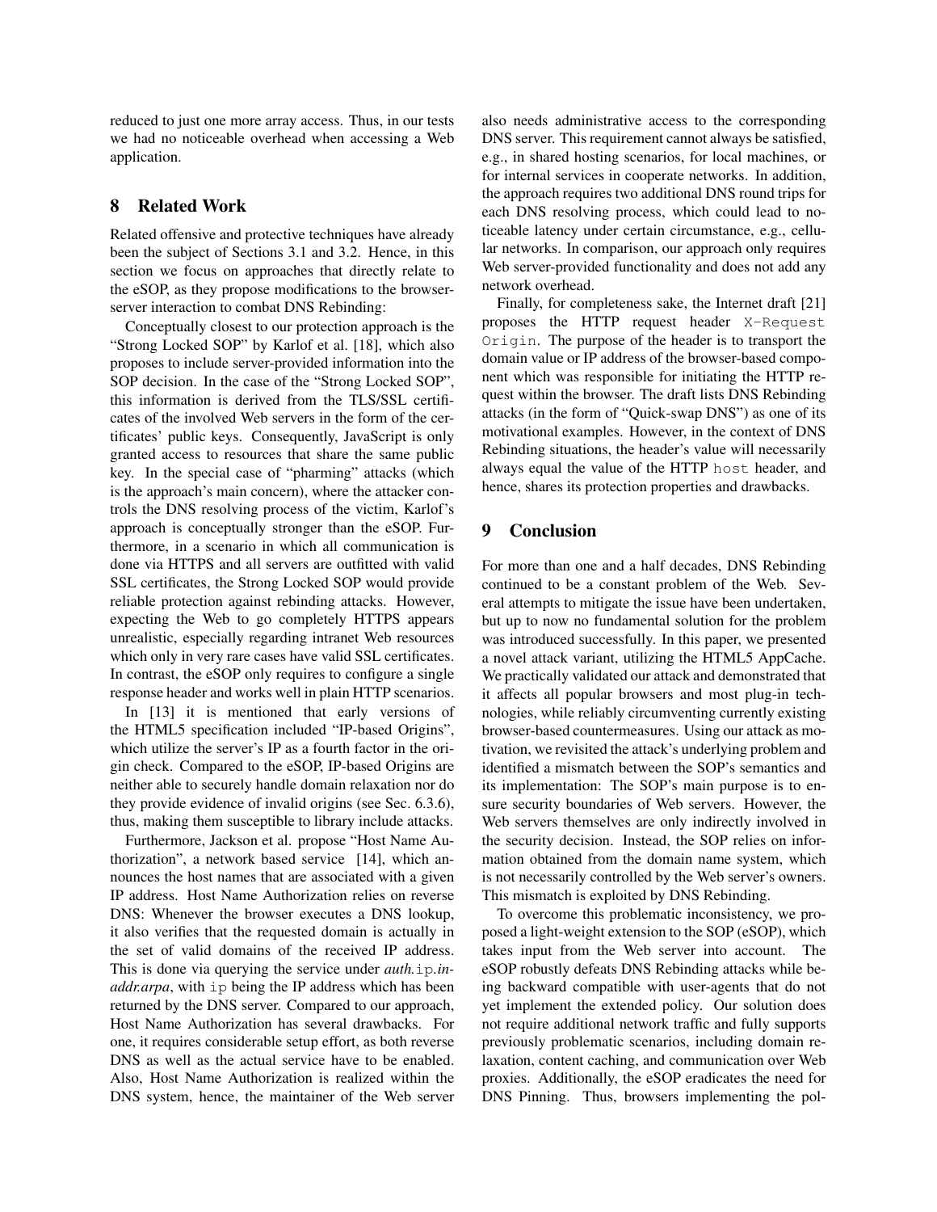reduced to just one more array access. Thus, in our tests we had no noticeable overhead when accessing a Web application.

## 8 Related Work

Related offensive and protective techniques have already been the subject of Sections 3.1 and 3.2. Hence, in this section we focus on approaches that directly relate to the eSOP, as they propose modifications to the browser-server interaction to combat DNS Rebinding:

Conceptually closest to our protection approach is the "Strong Locked SOP" by Karlof et al. [18], which also proposes to include server-provided information into the SOP decision. In the case of the "Strong Locked SOP", this information is derived from the TLS/SSL certificates of the involved Web servers in the form of the certificates' public keys. Consequently, JavaScript is only granted access to resources that share the same public key. In the special case of "pharming" attacks (which is the approach's main concern), where the attacker controls the DNS resolving process of the victim, Karlof's approach is conceptually stronger than the eSOP. Furthermore, in a scenario in which all communication is done via HTTPS and all servers are outfitted with valid SSL certificates, the Strong Locked SOP would provide reliable protection against rebinding attacks. However, expecting the Web to go completely HTTPS appears unrealistic, especially regarding intranet Web resources which only in very rare cases have valid SSL certificates. In contrast, the eSOP only requires to configure a single response header and works well in plain HTTP scenarios.

In [13] it is mentioned that early versions of the HTML5 specification included "IP-based Origins", which utilize the server's IP as a fourth factor in the origin check. Compared to the eSOP, IP-based Origins are neither able to securely handle domain relaxation nor do they provide evidence of invalid origins (see Sec. 6.3.6), thus, making them susceptible to library include attacks.

Furthermore, Jackson et al. propose "Host Name Authorization", a network based service [14], which announces the host names that are associated with a given IP address. Host Name Authorization relies on reverse DNS: Whenever the browser executes a DNS lookup, it also verifies that the requested domain is actually in the set of valid domains of the received IP address. This is done via querying the service under *auth.*`ip`*.in-addr.arpa*, with `ip` being the IP address which has been returned by the DNS server. Compared to our approach, Host Name Authorization has several drawbacks. For one, it requires considerable setup effort, as both reverse DNS as well as the actual service have to be enabled. Also, Host Name Authorization is realized within the DNS system, hence, the maintainer of the Web server also needs administrative access to the corresponding DNS server. This requirement cannot always be satisfied, e.g., in shared hosting scenarios, for local machines, or for internal services in cooperate networks. In addition, the approach requires two additional DNS round trips for each DNS resolving process, which could lead to noticeable latency under certain circumstance, e.g., cellular networks. In comparison, our approach only requires Web server-provided functionality and does not add any network overhead.

Finally, for completeness sake, the Internet draft [21] proposes the HTTP request header `X-Request Origin`. The purpose of the header is to transport the domain value or IP address of the browser-based component which was responsible for initiating the HTTP request within the browser. The draft lists DNS Rebinding attacks (in the form of "Quick-swap DNS") as one of its motivational examples. However, in the context of DNS Rebinding situations, the header's value will necessarily always equal the value of the HTTP `host` header, and hence, shares its protection properties and drawbacks.

## 9 Conclusion

For more than one and a half decades, DNS Rebinding continued to be a constant problem of the Web. Several attempts to mitigate the issue have been undertaken, but up to now no fundamental solution for the problem was introduced successfully. In this paper, we presented a novel attack variant, utilizing the HTML5 AppCache. We practically validated our attack and demonstrated that it affects all popular browsers and most plug-in technologies, while reliably circumventing currently existing browser-based countermeasures. Using our attack as motivation, we revisited the attack's underlying problem and identified a mismatch between the SOP's semantics and its implementation: The SOP's main purpose is to ensure security boundaries of Web servers. However, the Web servers themselves are only indirectly involved in the security decision. Instead, the SOP relies on information obtained from the domain name system, which is not necessarily controlled by the Web server's owners. This mismatch is exploited by DNS Rebinding.

To overcome this problematic inconsistency, we proposed a light-weight extension to the SOP (eSOP), which takes input from the Web server into account. The eSOP robustly defeats DNS Rebinding attacks while being backward compatible with user-agents that do not yet implement the extended policy. Our solution does not require additional network traffic and fully supports previously problematic scenarios, including domain relaxation, content caching, and communication over Web proxies. Additionally, the eSOP eradicates the need for DNS Pinning. Thus, browsers implementing the pol-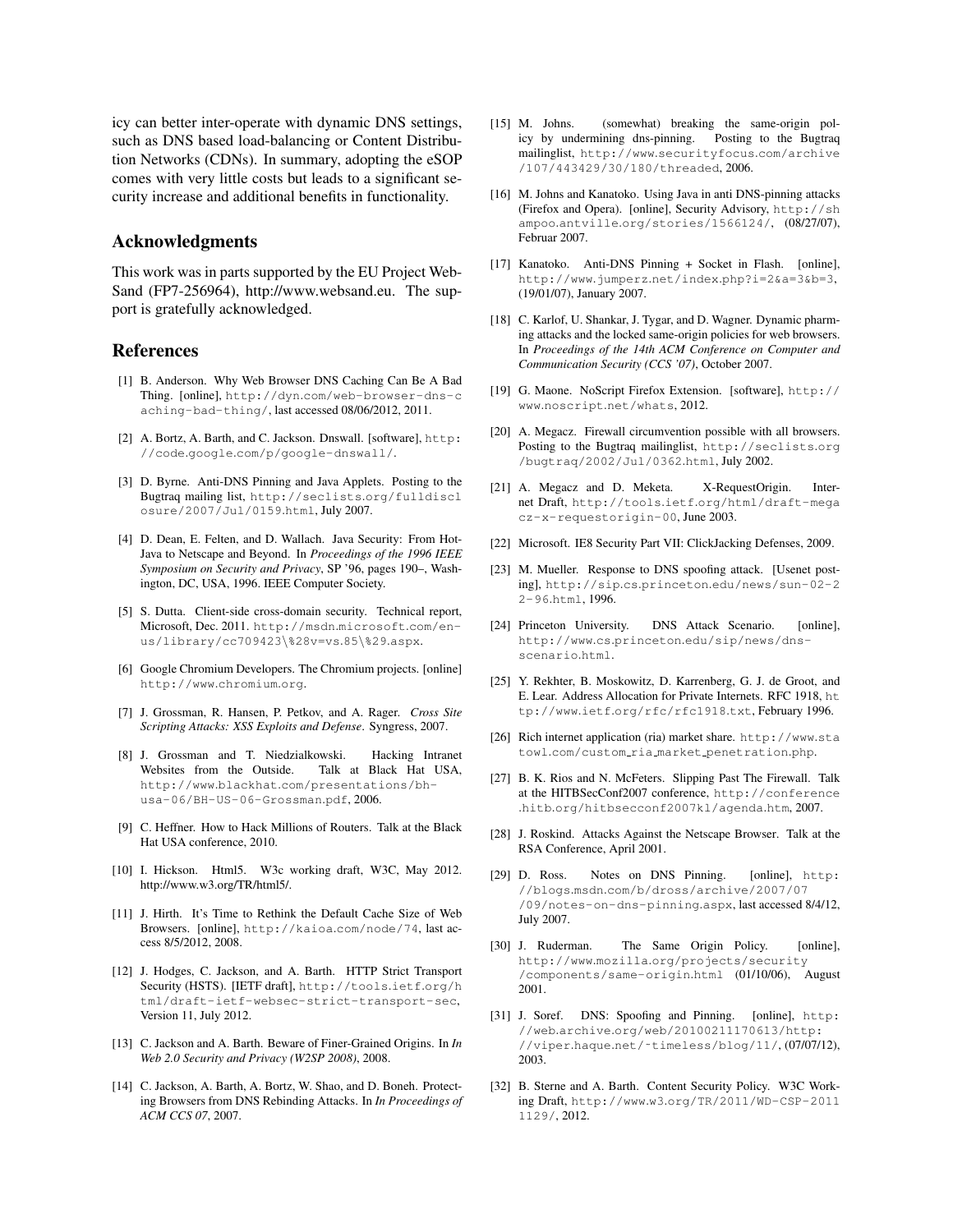icy can better inter-operate with dynamic DNS settings, such as DNS based load-balancing or Content Distribution Networks (CDNs). In summary, adopting the eSOP comes with very little costs but leads to a significant security increase and additional benefits in functionality.

## Acknowledgments

This work was in parts supported by the EU Project WebSand (FP7-256964), http://www.websand.eu. The support is gratefully acknowledged.

## References

[1] B. Anderson. Why Web Browser DNS Caching Can Be A Bad Thing. [online], http://dyn.com/web-browser-dns-caching-bad-thing/, last accessed 08/06/2012, 2011.

[2] A. Bortz, A. Barth, and C. Jackson. Dnswall. [software], http://code.google.com/p/google-dnswall/.

[3] D. Byrne. Anti-DNS Pinning and Java Applets. Posting to the Bugtraq mailing list, http://seclists.org/fulldisclosure/2007/Jul/0159.html, July 2007.

[4] D. Dean, E. Felten, and D. Wallach. Java Security: From HotJava to Netscape and Beyond. In *Proceedings of the 1996 IEEE Symposium on Security and Privacy*, SP '96, pages 190–, Washington, DC, USA, 1996. IEEE Computer Society.

[5] S. Dutta. Client-side cross-domain security. Technical report, Microsoft, Dec. 2011. http://msdn.microsoft.com/en-us/library/cc709423\%28v=vs.85\%29.aspx.

[6] Google Chromium Developers. The Chromium projects. [online] http://www.chromium.org.

[7] J. Grossman, R. Hansen, P. Petkov, and A. Rager. *Cross Site Scripting Attacks: XSS Exploits and Defense*. Syngress, 2007.

[8] J. Grossman and T. Niedzialkowski. Hacking Intranet Websites from the Outside. Talk at Black Hat USA, http://www.blackhat.com/presentations/bh-usa-06/BH-US-06-Grossman.pdf, 2006.

[9] C. Heffner. How to Hack Millions of Routers. Talk at the Black Hat USA conference, 2010.

[10] I. Hickson. Html5. W3c working draft, W3C, May 2012. http://www.w3.org/TR/html5/.

[11] J. Hirth. It's Time to Rethink the Default Cache Size of Web Browsers. [online], http://kaioa.com/node/74, last access 8/5/2012, 2008.

[12] J. Hodges, C. Jackson, and A. Barth. HTTP Strict Transport Security (HSTS). [IETF draft], http://tools.ietf.org/html/draft-ietf-websec-strict-transport-sec, Version 11, July 2012.

[13] C. Jackson and A. Barth. Beware of Finer-Grained Origins. In *In Web 2.0 Security and Privacy (W2SP 2008)*, 2008.

[14] C. Jackson, A. Barth, A. Bortz, W. Shao, and D. Boneh. Protecting Browsers from DNS Rebinding Attacks. In *In Proceedings of ACM CCS 07*, 2007.

[15] M. Johns. (somewhat) breaking the same-origin policy by undermining dns-pinning. Posting to the Bugtraq mailinglist, http://www.securityfocus.com/archive/107/443429/30/180/threaded, 2006.

[16] M. Johns and Kanatoko. Using Java in anti DNS-pinning attacks (Firefox and Opera). [online], Security Advisory, http://shampoo.antville.org/stories/1566124/, (08/27/07), Februar 2007.

[17] Kanatoko. Anti-DNS Pinning + Socket in Flash. [online], http://www.jumperz.net/index.php?i=2&a=3&b=3, (19/01/07), January 2007.

[18] C. Karlof, U. Shankar, J. Tygar, and D. Wagner. Dynamic pharming attacks and the locked same-origin policies for web browsers. In *Proceedings of the 14th ACM Conference on Computer and Communication Security (CCS '07)*, October 2007.

[19] G. Maone. NoScript Firefox Extension. [software], http://www.noscript.net/whats, 2012.

[20] A. Megacz. Firewall circumvention possible with all browsers. Posting to the Bugtraq mailinglist, http://seclists.org/bugtraq/2002/Jul/0362.html, July 2002.

[21] A. Megacz and D. Meketa. X-RequestOrigin. Internet Draft, http://tools.ietf.org/html/draft-megacz-x-requestorigin-00, June 2003.

[22] Microsoft. IE8 Security Part VII: ClickJacking Defenses, 2009.

[23] M. Mueller. Response to DNS spoofing attack. [Usenet posting], http://sip.cs.princeton.edu/news/sun-02-22-96.html, 1996.

[24] Princeton University. DNS Attack Scenario. [online], http://www.cs.princeton.edu/sip/news/dns-scenario.html.

[25] Y. Rekhter, B. Moskowitz, D. Karrenberg, G. J. de Groot, and E. Lear. Address Allocation for Private Internets. RFC 1918, http://www.ietf.org/rfc/rfc1918.txt, February 1996.

[26] Rich internet application (ria) market share. http://www.statowl.com/custom_ria_market_penetration.php.

[27] B. K. Rios and N. McFeters. Slipping Past The Firewall. Talk at the HITBSecConf2007 conference, http://conference.hitb.org/hitbsecconf2007kl/agenda.htm, 2007.

[28] J. Roskind. Attacks Against the Netscape Browser. Talk at the RSA Conference, April 2001.

[29] D. Ross. Notes on DNS Pinning. [online], http://blogs.msdn.com/b/dross/archive/2007/07/09/notes-on-dns-pinning.aspx, last accessed 8/4/12, July 2007.

[30] J. Ruderman. The Same Origin Policy. [online], http://www.mozilla.org/projects/security/components/same-origin.html (01/10/06), August 2001.

[31] J. Soref. DNS: Spoofing and Pinning. [online], http://web.archive.org/web/20100211170613/http://viper.haque.net/~timeless/blog/11/, (07/07/12), 2003.

[32] B. Sterne and A. Barth. Content Security Policy. W3C Working Draft, http://www.w3.org/TR/2011/WD-CSP-20111129/, 2012.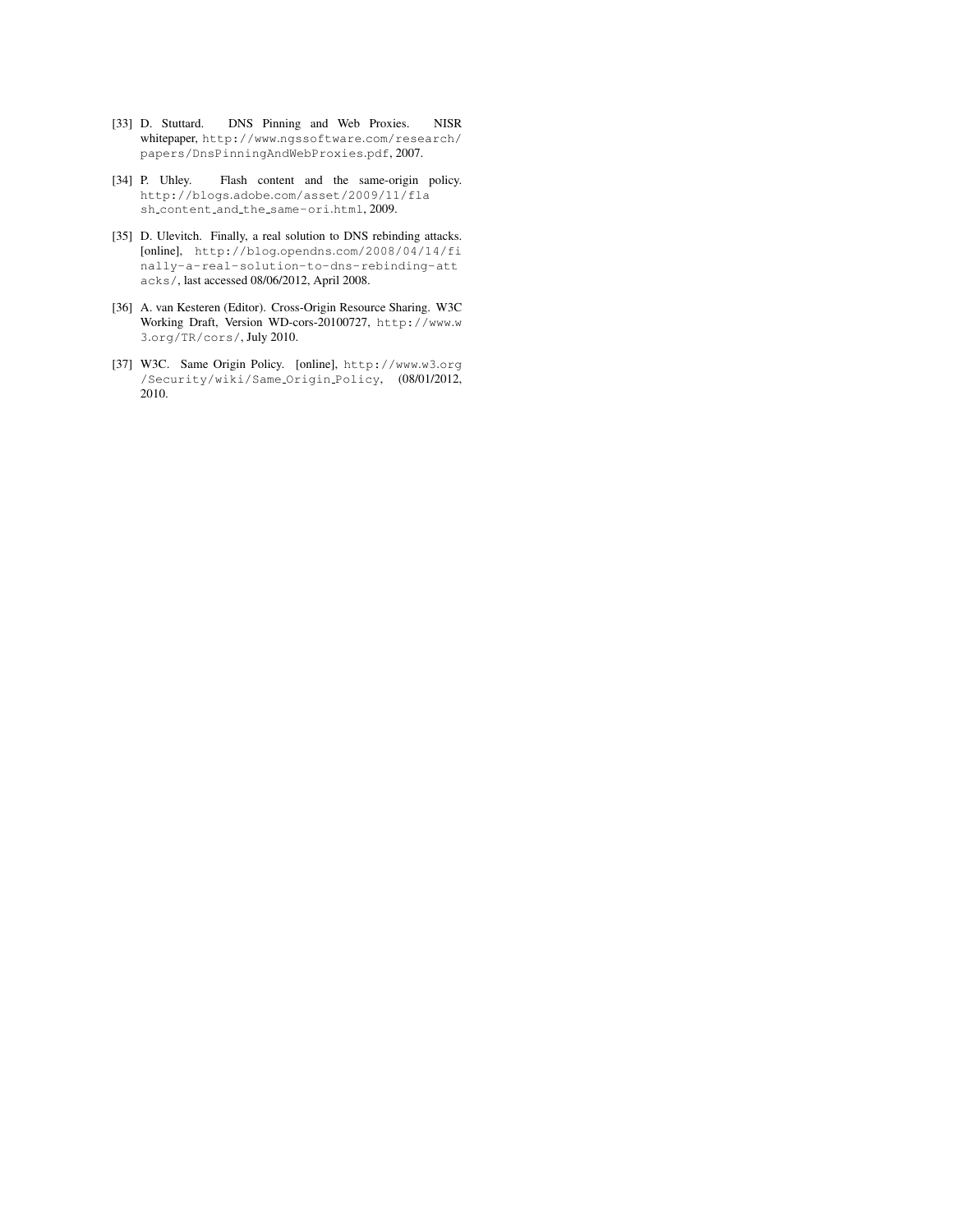[33] D. Stuttard. DNS Pinning and Web Proxies. NISR whitepaper, http://www.ngssoftware.com/research/papers/DnsPinningAndWebProxies.pdf, 2007.

[34] P. Uhley. Flash content and the same-origin policy. http://blogs.adobe.com/asset/2009/11/flash_content_and_the_same-ori.html, 2009.

[35] D. Ulevitch. Finally, a real solution to DNS rebinding attacks. [online], http://blog.opendns.com/2008/04/14/finally-a-real-solution-to-dns-rebinding-attacks/, last accessed 08/06/2012, April 2008.

[36] A. van Kesteren (Editor). Cross-Origin Resource Sharing. W3C Working Draft, Version WD-cors-20100727, http://www.w3.org/TR/cors/, July 2010.

[37] W3C. Same Origin Policy. [online], http://www.w3.org/Security/wiki/Same_Origin_Policy, (08/01/2012, 2010.